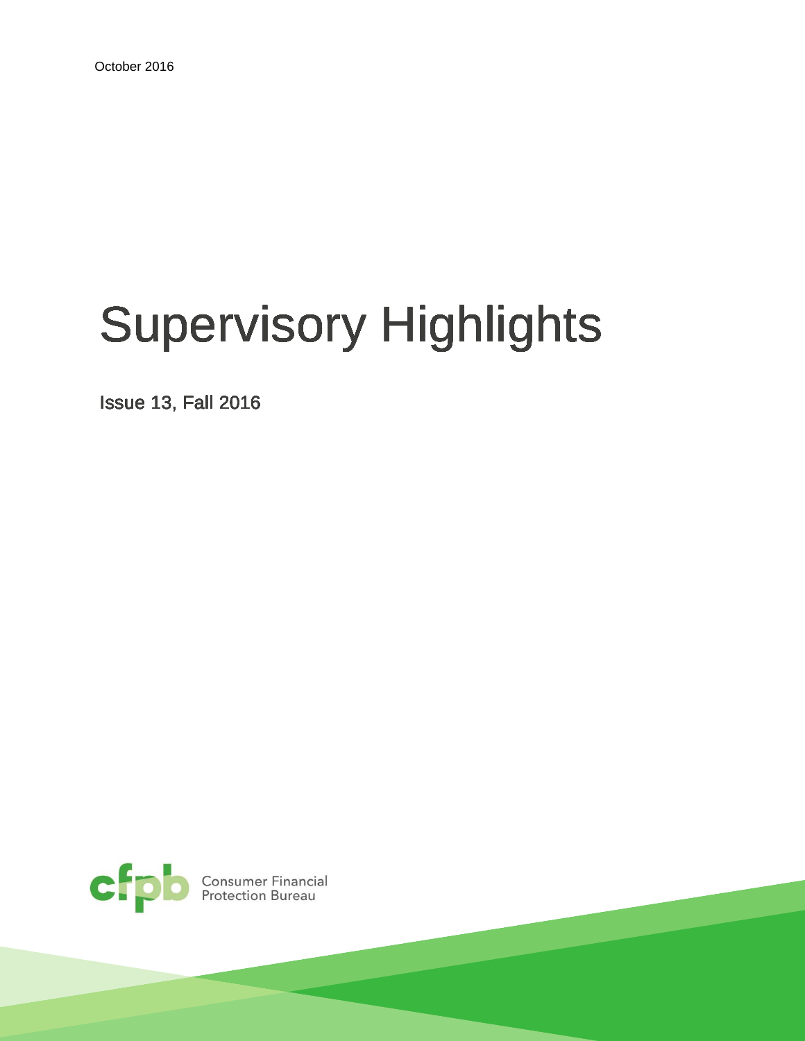October 2016

# Supervisory Highlights

Issue 13, Fall 2016

Consumer Financial Protection Bureau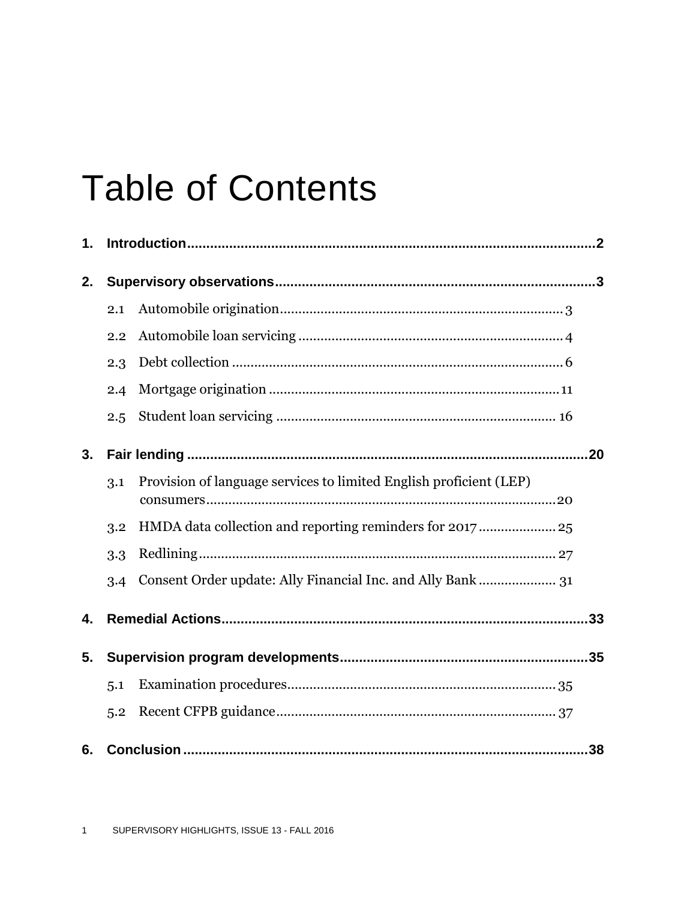# Table of Contents

1. **Introduction** ........................................................................................................ **2**

2. **Supervisory observations** .................................................................................. **3**

   2.1 Automobile origination .......................................................................... 3

   2.2 Automobile loan servicing ...................................................................... 4

   2.3 Debt collection ........................................................................................ 6

   2.4 Mortgage origination ............................................................................. 11

   2.5 Student loan servicing .......................................................................... 16

3. **Fair lending** ...................................................................................................... **20**

   3.1 Provision of language services to limited English proficient (LEP) consumers .............................................................................................. 20

   3.2 HMDA data collection and reporting reminders for 2017 .................... 25

   3.3 Redlining ............................................................................................... 27

   3.4 Consent Order update: Ally Financial Inc. and Ally Bank .................... 31

4. **Remedial Actions** .............................................................................................. **33**

5. **Supervision program developments** ................................................................ **35**

   5.1 Examination procedures ....................................................................... 35

   5.2 Recent CFPB guidance .......................................................................... 37

6. **Conclusion** ........................................................................................................ **38**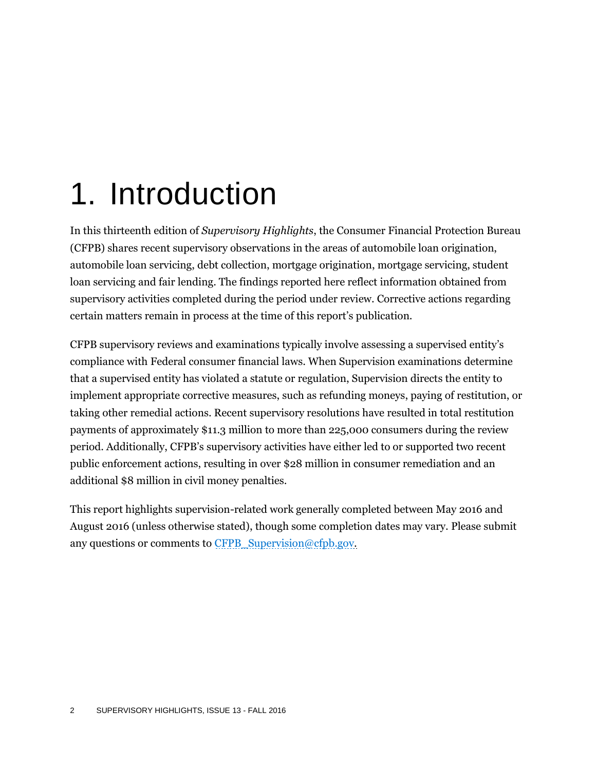# 1. Introduction

In this thirteenth edition of *Supervisory Highlights*, the Consumer Financial Protection Bureau (CFPB) shares recent supervisory observations in the areas of automobile loan origination, automobile loan servicing, debt collection, mortgage origination, mortgage servicing, student loan servicing and fair lending. The findings reported here reflect information obtained from supervisory activities completed during the period under review. Corrective actions regarding certain matters remain in process at the time of this report's publication.

CFPB supervisory reviews and examinations typically involve assessing a supervised entity's compliance with Federal consumer financial laws. When Supervision examinations determine that a supervised entity has violated a statute or regulation, Supervision directs the entity to implement appropriate corrective measures, such as refunding moneys, paying of restitution, or taking other remedial actions. Recent supervisory resolutions have resulted in total restitution payments of approximately $11.3 million to more than 225,000 consumers during the review period. Additionally, CFPB's supervisory activities have either led to or supported two recent public enforcement actions, resulting in over $28 million in consumer remediation and an additional $8 million in civil money penalties.

This report highlights supervision-related work generally completed between May 2016 and August 2016 (unless otherwise stated), though some completion dates may vary. Please submit any questions or comments to CFPB_Supervision@cfpb.gov.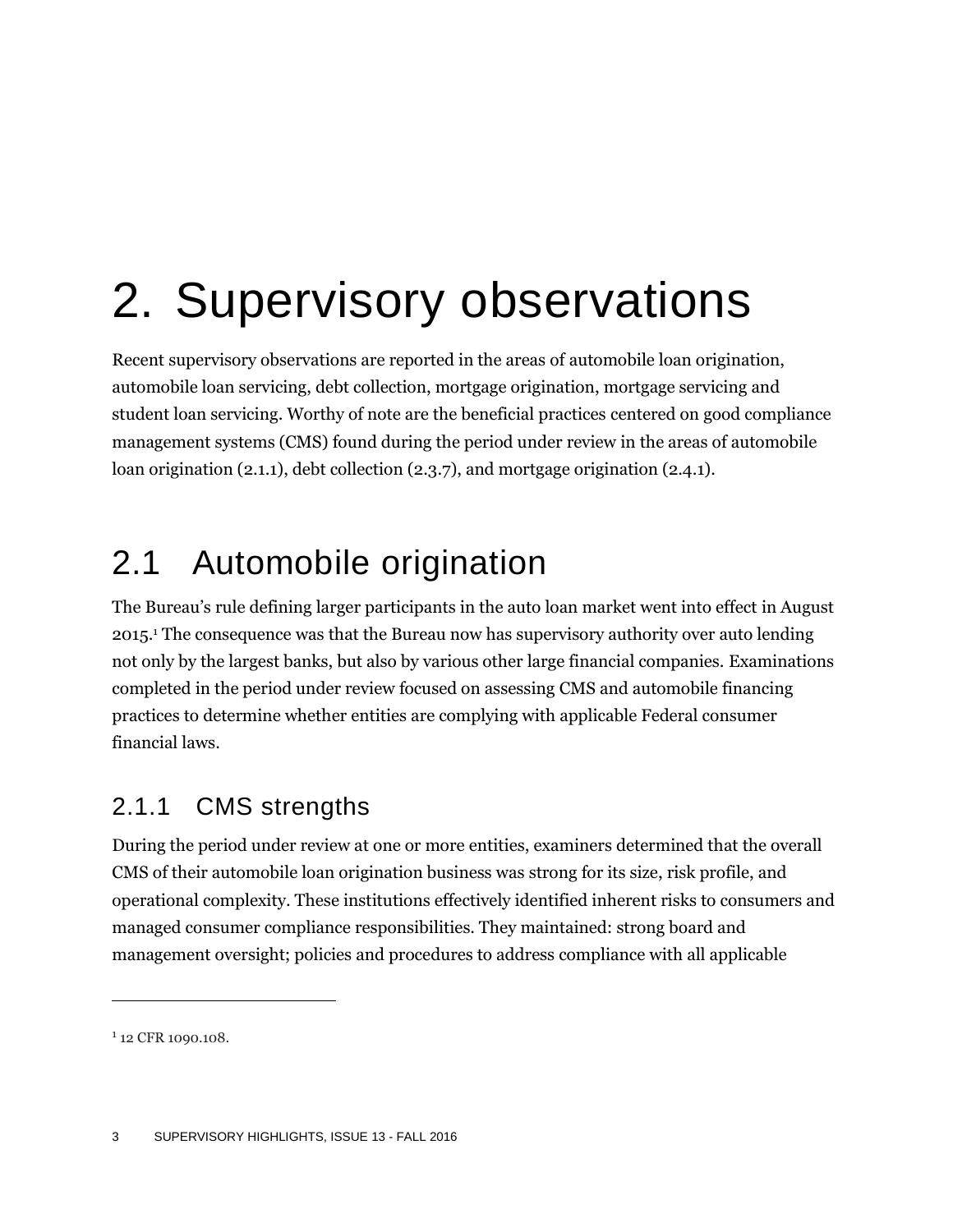# 2. Supervisory observations

Recent supervisory observations are reported in the areas of automobile loan origination, automobile loan servicing, debt collection, mortgage origination, mortgage servicing and student loan servicing. Worthy of note are the beneficial practices centered on good compliance management systems (CMS) found during the period under review in the areas of automobile loan origination (2.1.1), debt collection (2.3.7), and mortgage origination (2.4.1).

## 2.1 Automobile origination

The Bureau's rule defining larger participants in the auto loan market went into effect in August 2015.[1] The consequence was that the Bureau now has supervisory authority over auto lending not only by the largest banks, but also by various other large financial companies. Examinations completed in the period under review focused on assessing CMS and automobile financing practices to determine whether entities are complying with applicable Federal consumer financial laws.

### 2.1.1 CMS strengths

During the period under review at one or more entities, examiners determined that the overall CMS of their automobile loan origination business was strong for its size, risk profile, and operational complexity. These institutions effectively identified inherent risks to consumers and managed consumer compliance responsibilities. They maintained: strong board and management oversight; policies and procedures to address compliance with all applicable

---

[1] 12 CFR 1090.108.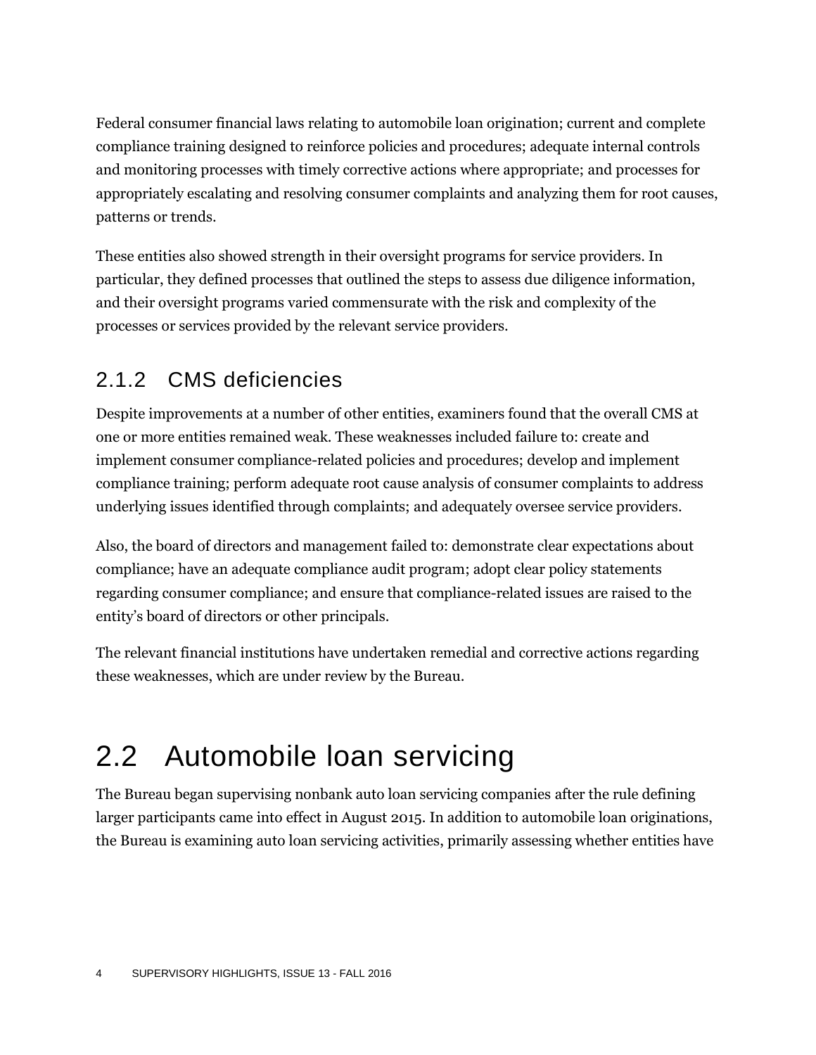Federal consumer financial laws relating to automobile loan origination; current and complete compliance training designed to reinforce policies and procedures; adequate internal controls and monitoring processes with timely corrective actions where appropriate; and processes for appropriately escalating and resolving consumer complaints and analyzing them for root causes, patterns or trends.

These entities also showed strength in their oversight programs for service providers. In particular, they defined processes that outlined the steps to assess due diligence information, and their oversight programs varied commensurate with the risk and complexity of the processes or services provided by the relevant service providers.

### 2.1.2 CMS deficiencies

Despite improvements at a number of other entities, examiners found that the overall CMS at one or more entities remained weak. These weaknesses included failure to: create and implement consumer compliance-related policies and procedures; develop and implement compliance training; perform adequate root cause analysis of consumer complaints to address underlying issues identified through complaints; and adequately oversee service providers.

Also, the board of directors and management failed to: demonstrate clear expectations about compliance; have an adequate compliance audit program; adopt clear policy statements regarding consumer compliance; and ensure that compliance-related issues are raised to the entity's board of directors or other principals.

The relevant financial institutions have undertaken remedial and corrective actions regarding these weaknesses, which are under review by the Bureau.

## 2.2 Automobile loan servicing

The Bureau began supervising nonbank auto loan servicing companies after the rule defining larger participants came into effect in August 2015. In addition to automobile loan originations, the Bureau is examining auto loan servicing activities, primarily assessing whether entities have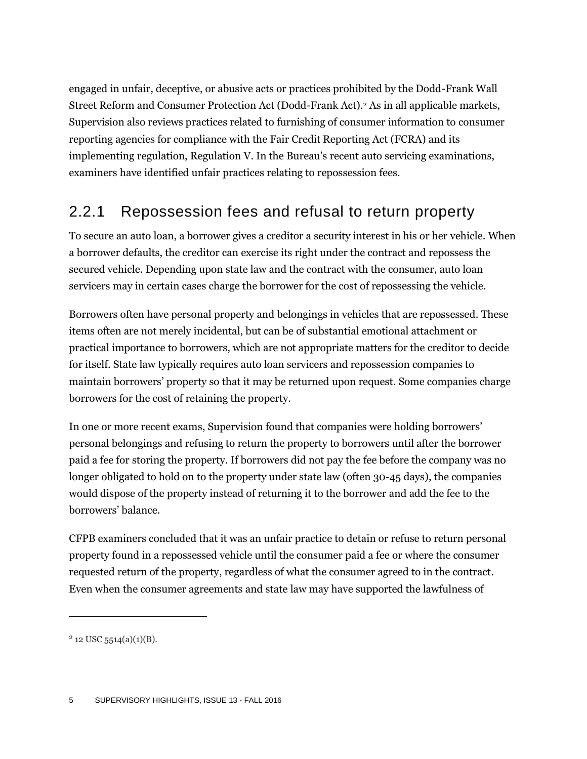engaged in unfair, deceptive, or abusive acts or practices prohibited by the Dodd-Frank Wall Street Reform and Consumer Protection Act (Dodd-Frank Act).[2] As in all applicable markets, Supervision also reviews practices related to furnishing of consumer information to consumer reporting agencies for compliance with the Fair Credit Reporting Act (FCRA) and its implementing regulation, Regulation V. In the Bureau's recent auto servicing examinations, examiners have identified unfair practices relating to repossession fees.

### 2.2.1 Repossession fees and refusal to return property

To secure an auto loan, a borrower gives a creditor a security interest in his or her vehicle. When a borrower defaults, the creditor can exercise its right under the contract and repossess the secured vehicle. Depending upon state law and the contract with the consumer, auto loan servicers may in certain cases charge the borrower for the cost of repossessing the vehicle.

Borrowers often have personal property and belongings in vehicles that are repossessed. These items often are not merely incidental, but can be of substantial emotional attachment or practical importance to borrowers, which are not appropriate matters for the creditor to decide for itself. State law typically requires auto loan servicers and repossession companies to maintain borrowers' property so that it may be returned upon request. Some companies charge borrowers for the cost of retaining the property.

In one or more recent exams, Supervision found that companies were holding borrowers' personal belongings and refusing to return the property to borrowers until after the borrower paid a fee for storing the property. If borrowers did not pay the fee before the company was no longer obligated to hold on to the property under state law (often 30-45 days), the companies would dispose of the property instead of returning it to the borrower and add the fee to the borrowers' balance.

CFPB examiners concluded that it was an unfair practice to detain or refuse to return personal property found in a repossessed vehicle until the consumer paid a fee or where the consumer requested return of the property, regardless of what the consumer agreed to in the contract. Even when the consumer agreements and state law may have supported the lawfulness of

---

[2] 12 USC 5514(a)(1)(B).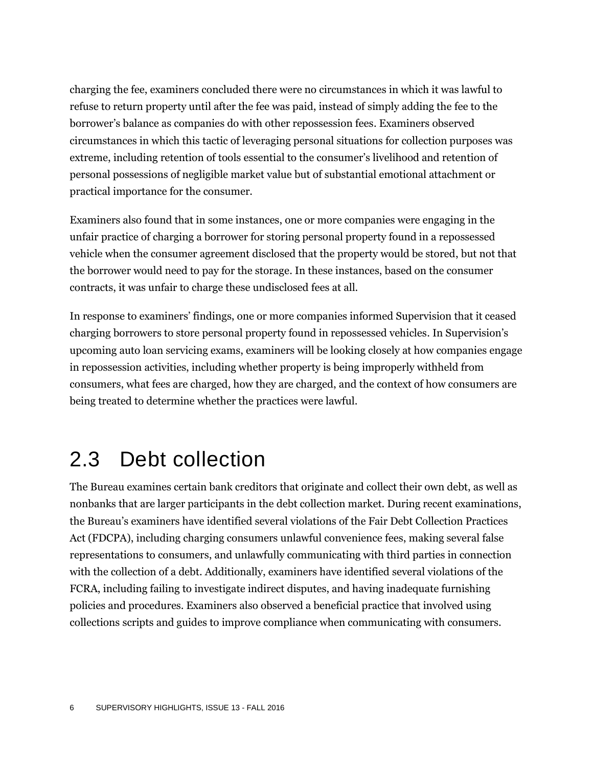charging the fee, examiners concluded there were no circumstances in which it was lawful to refuse to return property until after the fee was paid, instead of simply adding the fee to the borrower's balance as companies do with other repossession fees. Examiners observed circumstances in which this tactic of leveraging personal situations for collection purposes was extreme, including retention of tools essential to the consumer's livelihood and retention of personal possessions of negligible market value but of substantial emotional attachment or practical importance for the consumer.

Examiners also found that in some instances, one or more companies were engaging in the unfair practice of charging a borrower for storing personal property found in a repossessed vehicle when the consumer agreement disclosed that the property would be stored, but not that the borrower would need to pay for the storage. In these instances, based on the consumer contracts, it was unfair to charge these undisclosed fees at all.

In response to examiners' findings, one or more companies informed Supervision that it ceased charging borrowers to store personal property found in repossessed vehicles. In Supervision's upcoming auto loan servicing exams, examiners will be looking closely at how companies engage in repossession activities, including whether property is being improperly withheld from consumers, what fees are charged, how they are charged, and the context of how consumers are being treated to determine whether the practices were lawful.

## 2.3 Debt collection

The Bureau examines certain bank creditors that originate and collect their own debt, as well as nonbanks that are larger participants in the debt collection market. During recent examinations, the Bureau's examiners have identified several violations of the Fair Debt Collection Practices Act (FDCPA), including charging consumers unlawful convenience fees, making several false representations to consumers, and unlawfully communicating with third parties in connection with the collection of a debt. Additionally, examiners have identified several violations of the FCRA, including failing to investigate indirect disputes, and having inadequate furnishing policies and procedures. Examiners also observed a beneficial practice that involved using collections scripts and guides to improve compliance when communicating with consumers.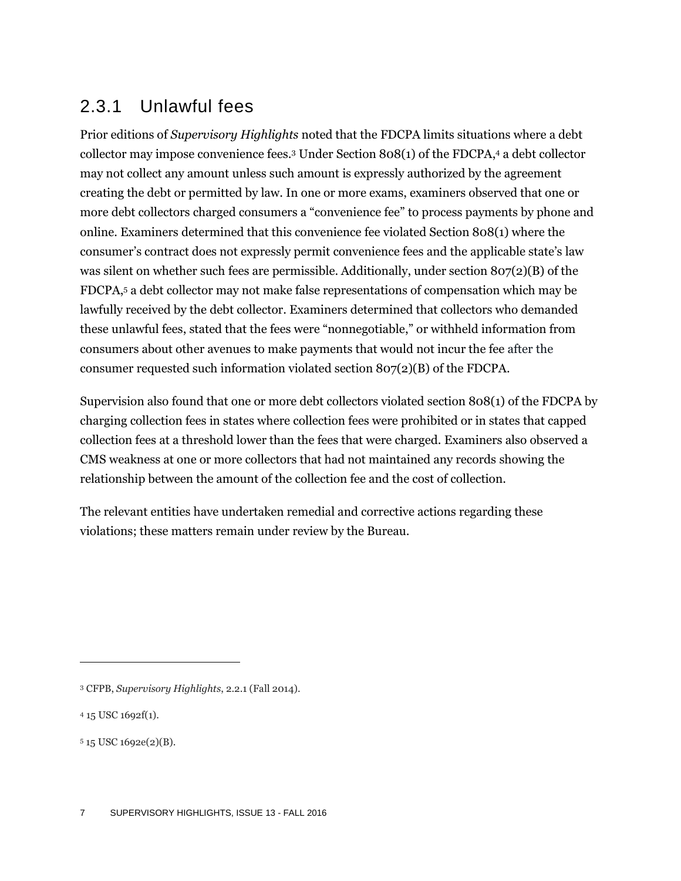### 2.3.1 Unlawful fees

Prior editions of *Supervisory Highlights* noted that the FDCPA limits situations where a debt collector may impose convenience fees.[3] Under Section 808(1) of the FDCPA,[4] a debt collector may not collect any amount unless such amount is expressly authorized by the agreement creating the debt or permitted by law. In one or more exams, examiners observed that one or more debt collectors charged consumers a "convenience fee" to process payments by phone and online. Examiners determined that this convenience fee violated Section 808(1) where the consumer's contract does not expressly permit convenience fees and the applicable state's law was silent on whether such fees are permissible. Additionally, under section 807(2)(B) of the FDCPA,[5] a debt collector may not make false representations of compensation which may be lawfully received by the debt collector. Examiners determined that collectors who demanded these unlawful fees, stated that the fees were "nonnegotiable," or withheld information from consumers about other avenues to make payments that would not incur the fee after the consumer requested such information violated section 807(2)(B) of the FDCPA.

Supervision also found that one or more debt collectors violated section 808(1) of the FDCPA by charging collection fees in states where collection fees were prohibited or in states that capped collection fees at a threshold lower than the fees that were charged. Examiners also observed a CMS weakness at one or more collectors that had not maintained any records showing the relationship between the amount of the collection fee and the cost of collection.

The relevant entities have undertaken remedial and corrective actions regarding these violations; these matters remain under review by the Bureau.

---

[3] CFPB, *Supervisory Highlights*, 2.2.1 (Fall 2014).

[4] 15 USC 1692f(1).

[5] 15 USC 1692e(2)(B).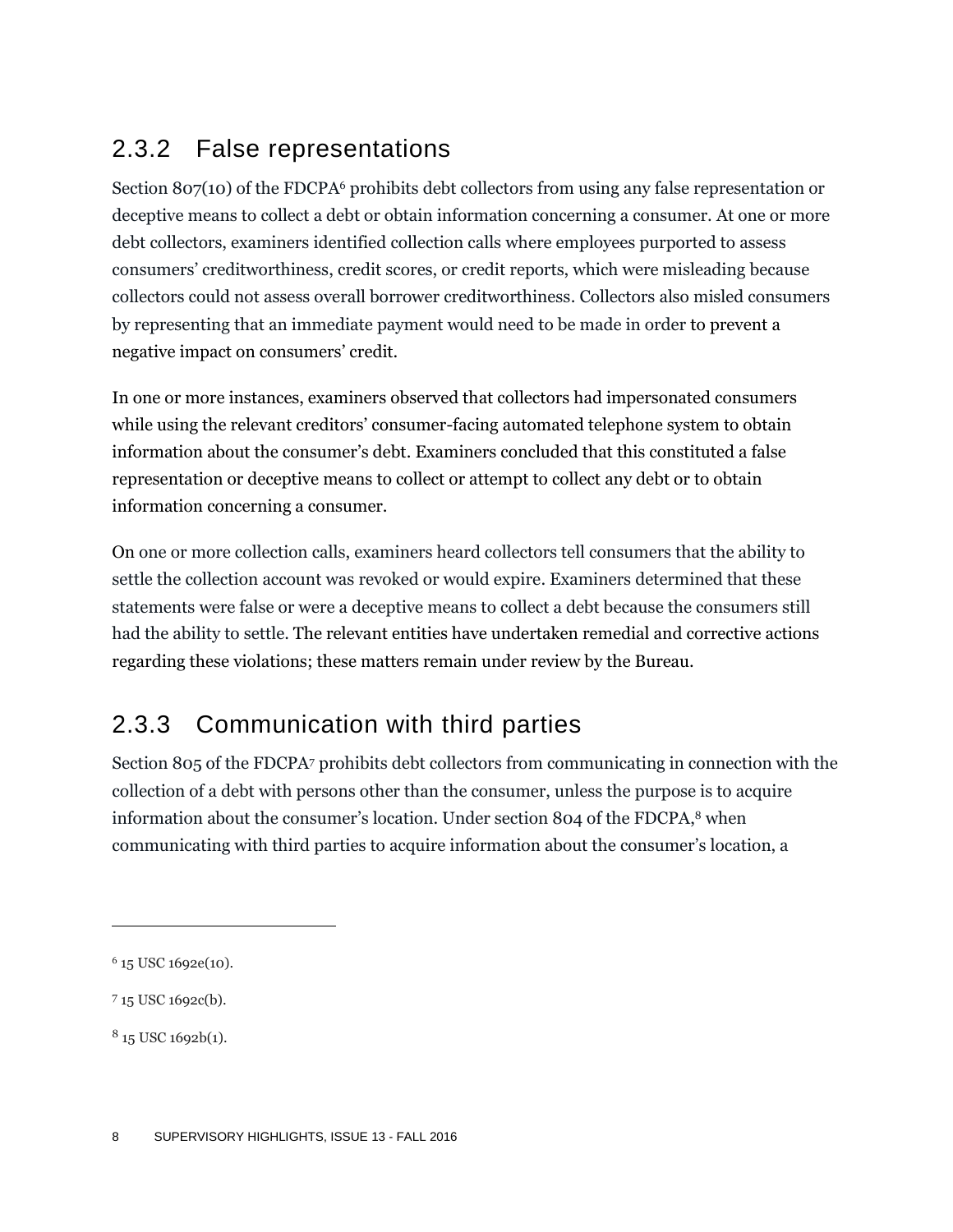### 2.3.2 False representations

Section 807(10) of the FDCPA[6] prohibits debt collectors from using any false representation or deceptive means to collect a debt or obtain information concerning a consumer. At one or more debt collectors, examiners identified collection calls where employees purported to assess consumers' creditworthiness, credit scores, or credit reports, which were misleading because collectors could not assess overall borrower creditworthiness. Collectors also misled consumers by representing that an immediate payment would need to be made in order to prevent a negative impact on consumers' credit.

In one or more instances, examiners observed that collectors had impersonated consumers while using the relevant creditors' consumer-facing automated telephone system to obtain information about the consumer's debt. Examiners concluded that this constituted a false representation or deceptive means to collect or attempt to collect any debt or to obtain information concerning a consumer.

On one or more collection calls, examiners heard collectors tell consumers that the ability to settle the collection account was revoked or would expire. Examiners determined that these statements were false or were a deceptive means to collect a debt because the consumers still had the ability to settle. The relevant entities have undertaken remedial and corrective actions regarding these violations; these matters remain under review by the Bureau.

### 2.3.3 Communication with third parties

Section 805 of the FDCPA[7] prohibits debt collectors from communicating in connection with the collection of a debt with persons other than the consumer, unless the purpose is to acquire information about the consumer's location. Under section 804 of the FDCPA,[8] when communicating with third parties to acquire information about the consumer's location, a

---

[6] 15 USC 1692e(10).

[7] 15 USC 1692c(b).

[8] 15 USC 1692b(1).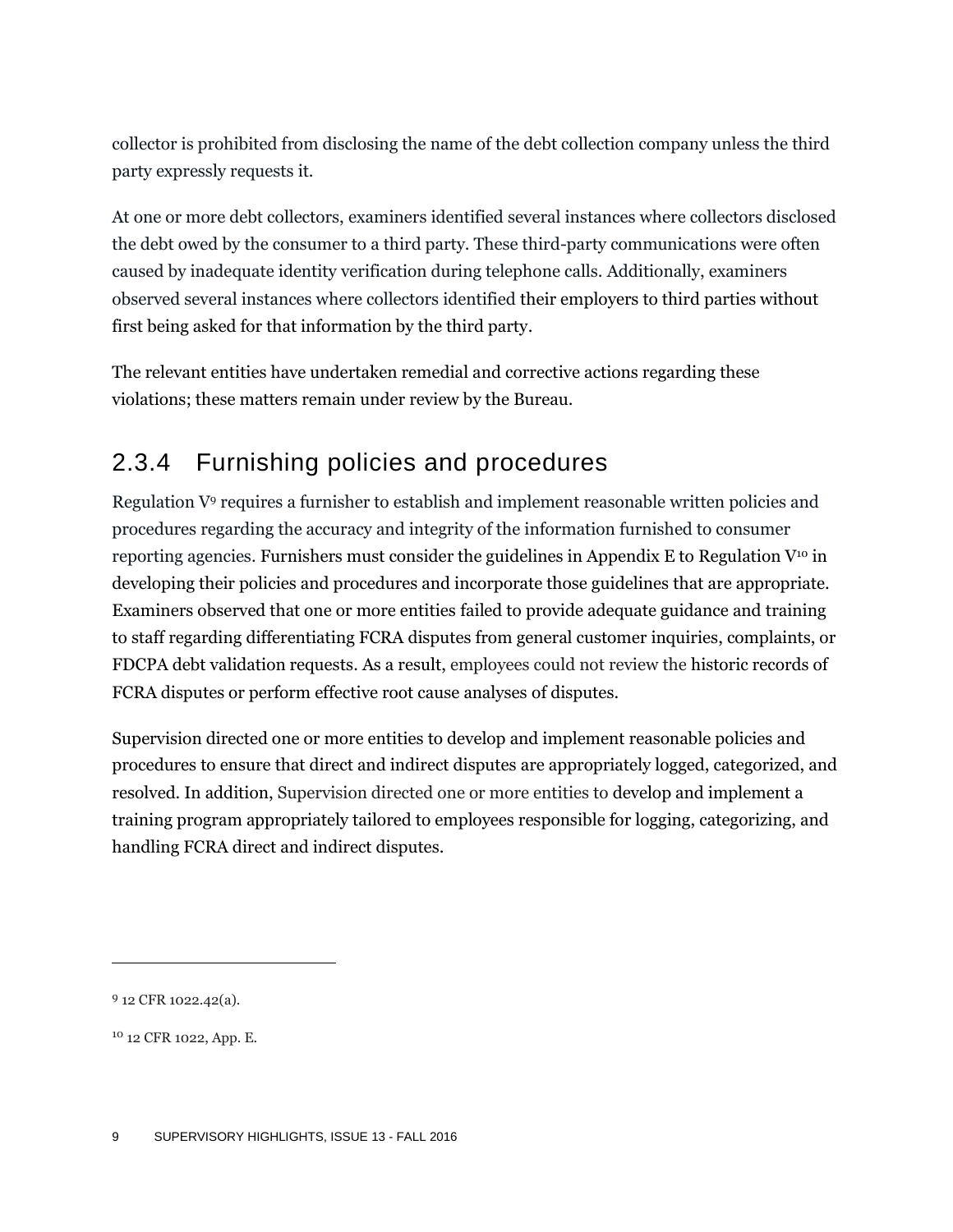collector is prohibited from disclosing the name of the debt collection company unless the third party expressly requests it.

At one or more debt collectors, examiners identified several instances where collectors disclosed the debt owed by the consumer to a third party. These third-party communications were often caused by inadequate identity verification during telephone calls. Additionally, examiners observed several instances where collectors identified their employers to third parties without first being asked for that information by the third party.

The relevant entities have undertaken remedial and corrective actions regarding these violations; these matters remain under review by the Bureau.

## 2.3.4 Furnishing policies and procedures

Regulation V[9] requires a furnisher to establish and implement reasonable written policies and procedures regarding the accuracy and integrity of the information furnished to consumer reporting agencies. Furnishers must consider the guidelines in Appendix E to Regulation V[10] in developing their policies and procedures and incorporate those guidelines that are appropriate. Examiners observed that one or more entities failed to provide adequate guidance and training to staff regarding differentiating FCRA disputes from general customer inquiries, complaints, or FDCPA debt validation requests. As a result, employees could not review the historic records of FCRA disputes or perform effective root cause analyses of disputes.

Supervision directed one or more entities to develop and implement reasonable policies and procedures to ensure that direct and indirect disputes are appropriately logged, categorized, and resolved. In addition, Supervision directed one or more entities to develop and implement a training program appropriately tailored to employees responsible for logging, categorizing, and handling FCRA direct and indirect disputes.

---

[9] 12 CFR 1022.42(a).

[10] 12 CFR 1022, App. E.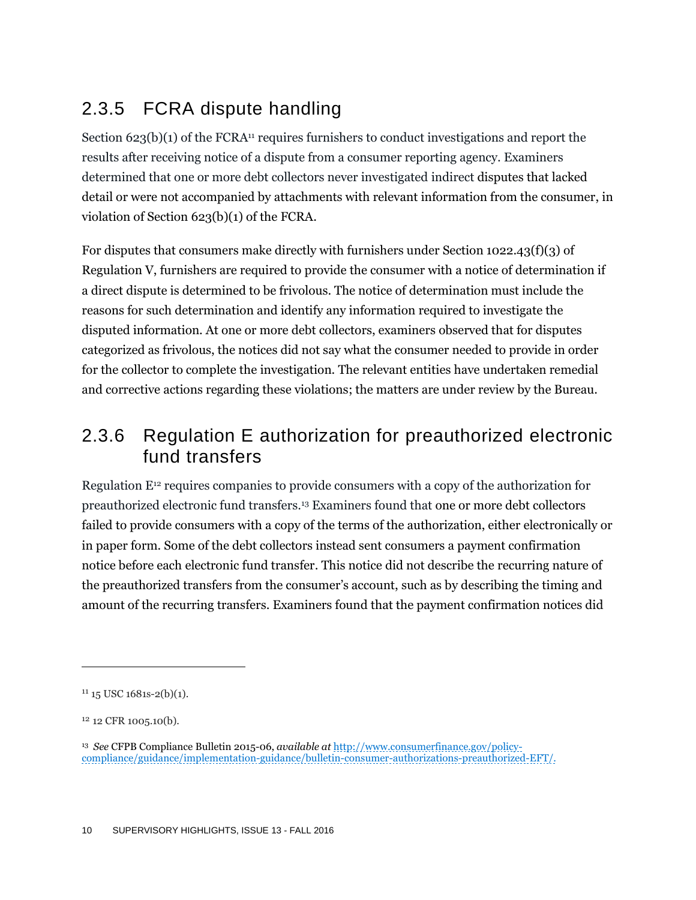## 2.3.5 FCRA dispute handling

Section 623(b)(1) of the FCRA[11] requires furnishers to conduct investigations and report the results after receiving notice of a dispute from a consumer reporting agency. Examiners determined that one or more debt collectors never investigated indirect disputes that lacked detail or were not accompanied by attachments with relevant information from the consumer, in violation of Section 623(b)(1) of the FCRA.

For disputes that consumers make directly with furnishers under Section 1022.43(f)(3) of Regulation V, furnishers are required to provide the consumer with a notice of determination if a direct dispute is determined to be frivolous. The notice of determination must include the reasons for such determination and identify any information required to investigate the disputed information. At one or more debt collectors, examiners observed that for disputes categorized as frivolous, the notices did not say what the consumer needed to provide in order for the collector to complete the investigation. The relevant entities have undertaken remedial and corrective actions regarding these violations; the matters are under review by the Bureau.

## 2.3.6 Regulation E authorization for preauthorized electronic fund transfers

Regulation E[12] requires companies to provide consumers with a copy of the authorization for preauthorized electronic fund transfers.[13] Examiners found that one or more debt collectors failed to provide consumers with a copy of the terms of the authorization, either electronically or in paper form. Some of the debt collectors instead sent consumers a payment confirmation notice before each electronic fund transfer. This notice did not describe the recurring nature of the preauthorized transfers from the consumer's account, such as by describing the timing and amount of the recurring transfers. Examiners found that the payment confirmation notices did

---

[11] 15 USC 1681s-2(b)(1).

[12] 12 CFR 1005.10(b).

[13] *See* CFPB Compliance Bulletin 2015-06, *available at* http://www.consumerfinance.gov/policy-compliance/guidance/implementation-guidance/bulletin-consumer-authorizations-preauthorized-EFT/.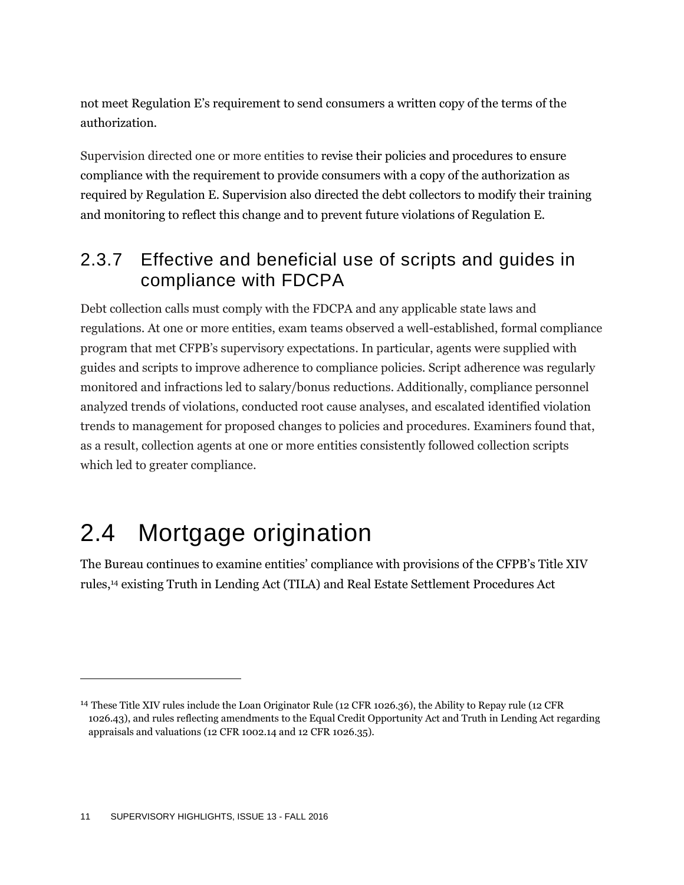not meet Regulation E's requirement to send consumers a written copy of the terms of the authorization.

Supervision directed one or more entities to revise their policies and procedures to ensure compliance with the requirement to provide consumers with a copy of the authorization as required by Regulation E. Supervision also directed the debt collectors to modify their training and monitoring to reflect this change and to prevent future violations of Regulation E.

### 2.3.7 Effective and beneficial use of scripts and guides in compliance with FDCPA

Debt collection calls must comply with the FDCPA and any applicable state laws and regulations. At one or more entities, exam teams observed a well-established, formal compliance program that met CFPB's supervisory expectations. In particular, agents were supplied with guides and scripts to improve adherence to compliance policies. Script adherence was regularly monitored and infractions led to salary/bonus reductions. Additionally, compliance personnel analyzed trends of violations, conducted root cause analyses, and escalated identified violation trends to management for proposed changes to policies and procedures. Examiners found that, as a result, collection agents at one or more entities consistently followed collection scripts which led to greater compliance.

## 2.4 Mortgage origination

The Bureau continues to examine entities' compliance with provisions of the CFPB's Title XIV rules,[14] existing Truth in Lending Act (TILA) and Real Estate Settlement Procedures Act

[14] These Title XIV rules include the Loan Originator Rule (12 CFR 1026.36), the Ability to Repay rule (12 CFR 1026.43), and rules reflecting amendments to the Equal Credit Opportunity Act and Truth in Lending Act regarding appraisals and valuations (12 CFR 1002.14 and 12 CFR 1026.35).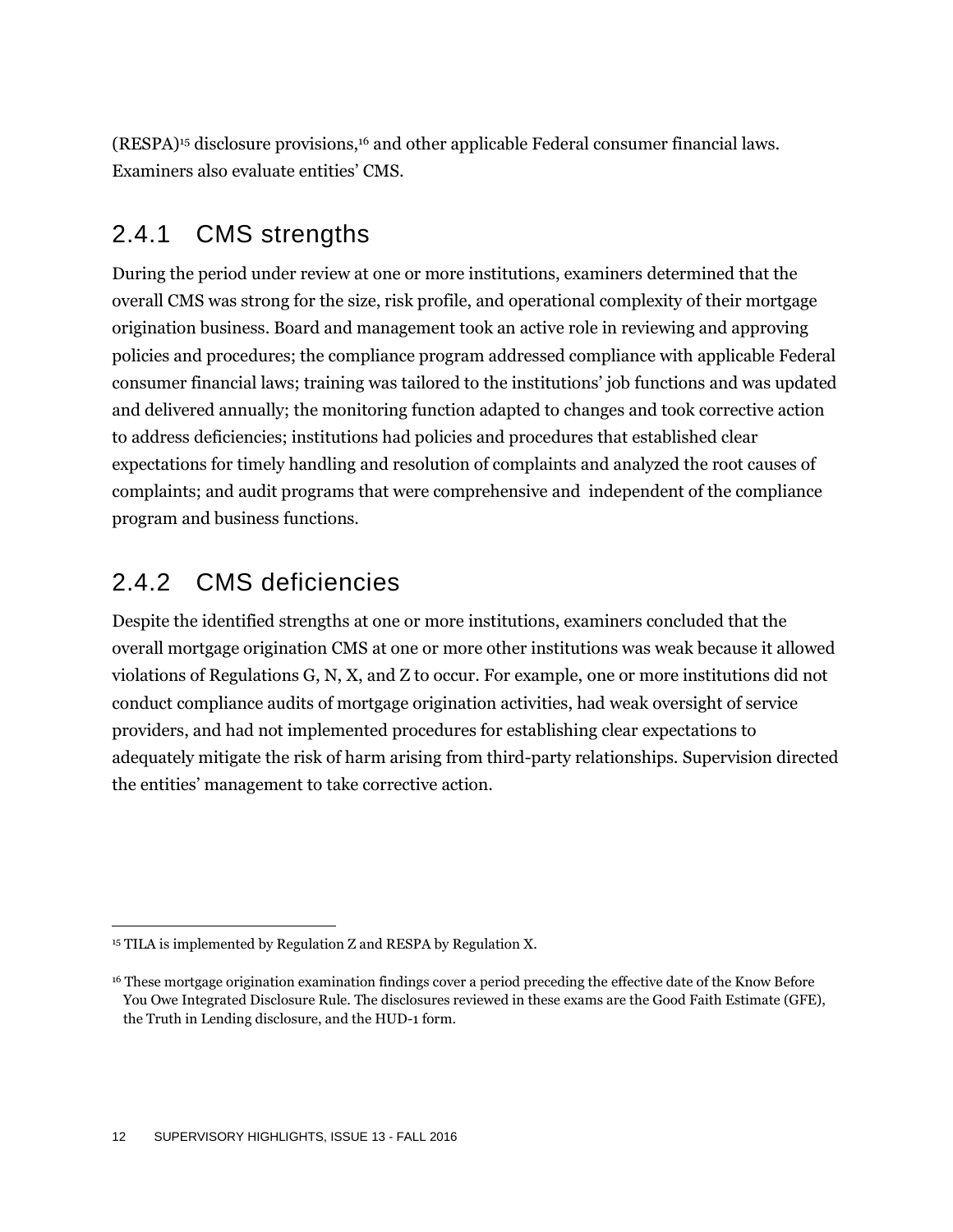(RESPA)[15] disclosure provisions,[16] and other applicable Federal consumer financial laws. Examiners also evaluate entities' CMS.

### 2.4.1 CMS strengths

During the period under review at one or more institutions, examiners determined that the overall CMS was strong for the size, risk profile, and operational complexity of their mortgage origination business. Board and management took an active role in reviewing and approving policies and procedures; the compliance program addressed compliance with applicable Federal consumer financial laws; training was tailored to the institutions' job functions and was updated and delivered annually; the monitoring function adapted to changes and took corrective action to address deficiencies; institutions had policies and procedures that established clear expectations for timely handling and resolution of complaints and analyzed the root causes of complaints; and audit programs that were comprehensive and independent of the compliance program and business functions.

### 2.4.2 CMS deficiencies

Despite the identified strengths at one or more institutions, examiners concluded that the overall mortgage origination CMS at one or more other institutions was weak because it allowed violations of Regulations G, N, X, and Z to occur. For example, one or more institutions did not conduct compliance audits of mortgage origination activities, had weak oversight of service providers, and had not implemented procedures for establishing clear expectations to adequately mitigate the risk of harm arising from third-party relationships. Supervision directed the entities' management to take corrective action.

---

[15] TILA is implemented by Regulation Z and RESPA by Regulation X.

[16] These mortgage origination examination findings cover a period preceding the effective date of the Know Before You Owe Integrated Disclosure Rule. The disclosures reviewed in these exams are the Good Faith Estimate (GFE), the Truth in Lending disclosure, and the HUD-1 form.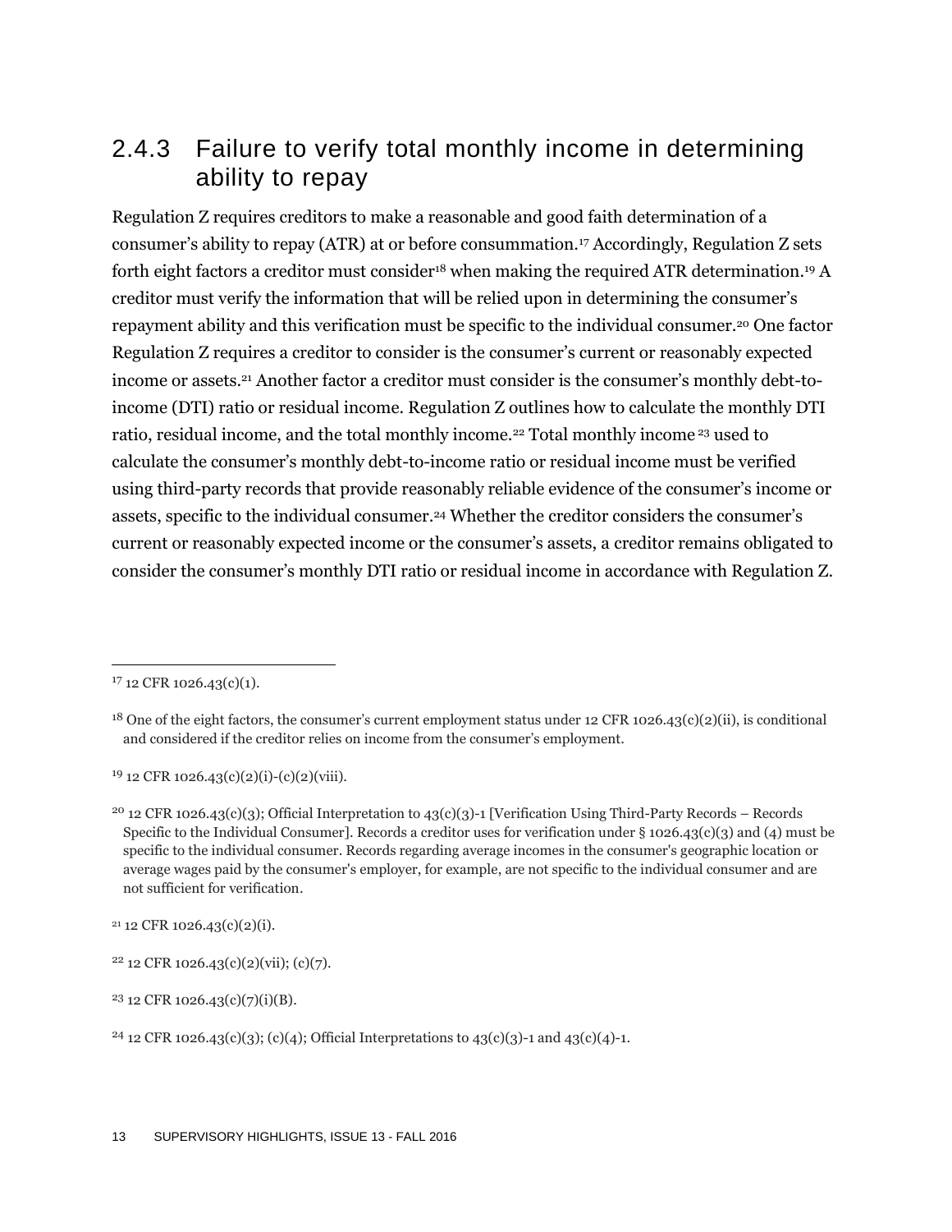### 2.4.3 Failure to verify total monthly income in determining ability to repay

Regulation Z requires creditors to make a reasonable and good faith determination of a consumer's ability to repay (ATR) at or before consummation.[17] Accordingly, Regulation Z sets forth eight factors a creditor must consider[18] when making the required ATR determination.[19] A creditor must verify the information that will be relied upon in determining the consumer's repayment ability and this verification must be specific to the individual consumer.[20] One factor Regulation Z requires a creditor to consider is the consumer's current or reasonably expected income or assets.[21] Another factor a creditor must consider is the consumer's monthly debt-to-income (DTI) ratio or residual income. Regulation Z outlines how to calculate the monthly DTI ratio, residual income, and the total monthly income.[22] Total monthly income[23] used to calculate the consumer's monthly debt-to-income ratio or residual income must be verified using third-party records that provide reasonably reliable evidence of the consumer's income or assets, specific to the individual consumer.[24] Whether the creditor considers the consumer's current or reasonably expected income or the consumer's assets, a creditor remains obligated to consider the consumer's monthly DTI ratio or residual income in accordance with Regulation Z.

---

[17] 12 CFR 1026.43(c)(1).

[18] One of the eight factors, the consumer's current employment status under 12 CFR 1026.43(c)(2)(ii), is conditional and considered if the creditor relies on income from the consumer's employment.

[19] 12 CFR 1026.43(c)(2)(i)-(c)(2)(viii).

[20] 12 CFR 1026.43(c)(3); Official Interpretation to 43(c)(3)-1 [Verification Using Third-Party Records – Records Specific to the Individual Consumer]. Records a creditor uses for verification under § 1026.43(c)(3) and (4) must be specific to the individual consumer. Records regarding average incomes in the consumer's geographic location or average wages paid by the consumer's employer, for example, are not specific to the individual consumer and are not sufficient for verification.

[21] 12 CFR 1026.43(c)(2)(i).

[22] 12 CFR 1026.43(c)(2)(vii); (c)(7).

[23] 12 CFR 1026.43(c)(7)(i)(B).

[24] 12 CFR 1026.43(c)(3); (c)(4); Official Interpretations to 43(c)(3)-1 and 43(c)(4)-1.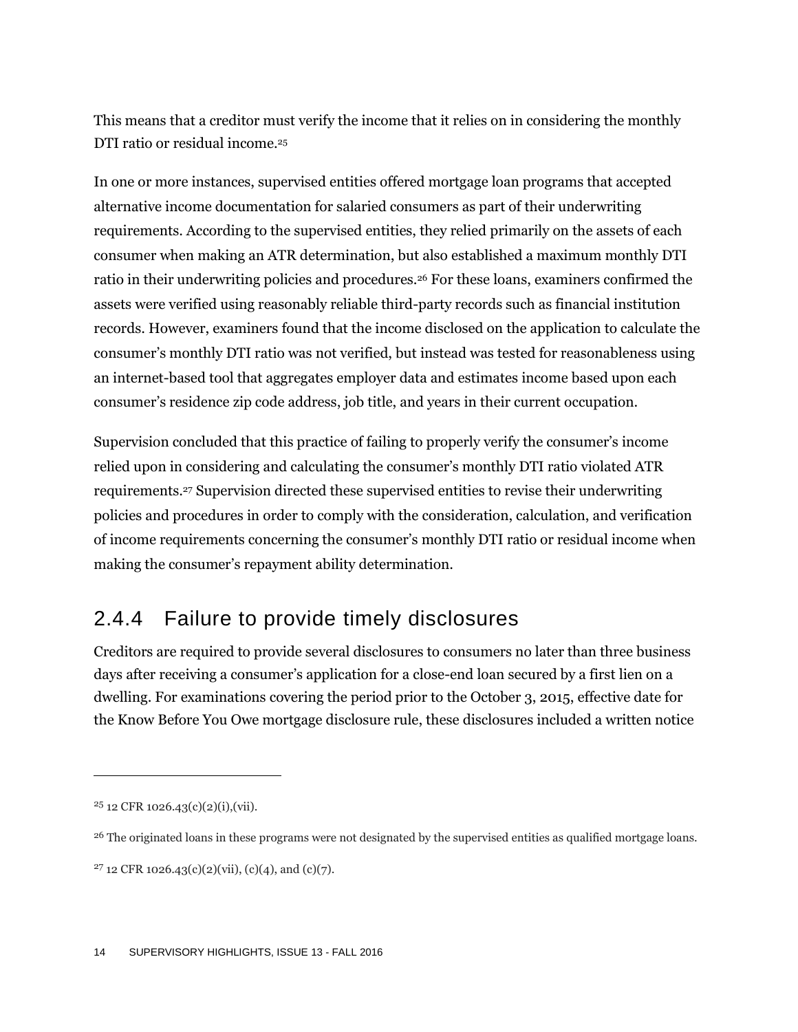This means that a creditor must verify the income that it relies on in considering the monthly DTI ratio or residual income.[25]

In one or more instances, supervised entities offered mortgage loan programs that accepted alternative income documentation for salaried consumers as part of their underwriting requirements. According to the supervised entities, they relied primarily on the assets of each consumer when making an ATR determination, but also established a maximum monthly DTI ratio in their underwriting policies and procedures.[26] For these loans, examiners confirmed the assets were verified using reasonably reliable third-party records such as financial institution records. However, examiners found that the income disclosed on the application to calculate the consumer's monthly DTI ratio was not verified, but instead was tested for reasonableness using an internet-based tool that aggregates employer data and estimates income based upon each consumer's residence zip code address, job title, and years in their current occupation.

Supervision concluded that this practice of failing to properly verify the consumer's income relied upon in considering and calculating the consumer's monthly DTI ratio violated ATR requirements.[27] Supervision directed these supervised entities to revise their underwriting policies and procedures in order to comply with the consideration, calculation, and verification of income requirements concerning the consumer's monthly DTI ratio or residual income when making the consumer's repayment ability determination.

### 2.4.4 Failure to provide timely disclosures

Creditors are required to provide several disclosures to consumers no later than three business days after receiving a consumer's application for a close-end loan secured by a first lien on a dwelling. For examinations covering the period prior to the October 3, 2015, effective date for the Know Before You Owe mortgage disclosure rule, these disclosures included a written notice

---

[25] 12 CFR 1026.43(c)(2)(i),(vii).

[26] The originated loans in these programs were not designated by the supervised entities as qualified mortgage loans.

[27] 12 CFR 1026.43(c)(2)(vii), (c)(4), and (c)(7).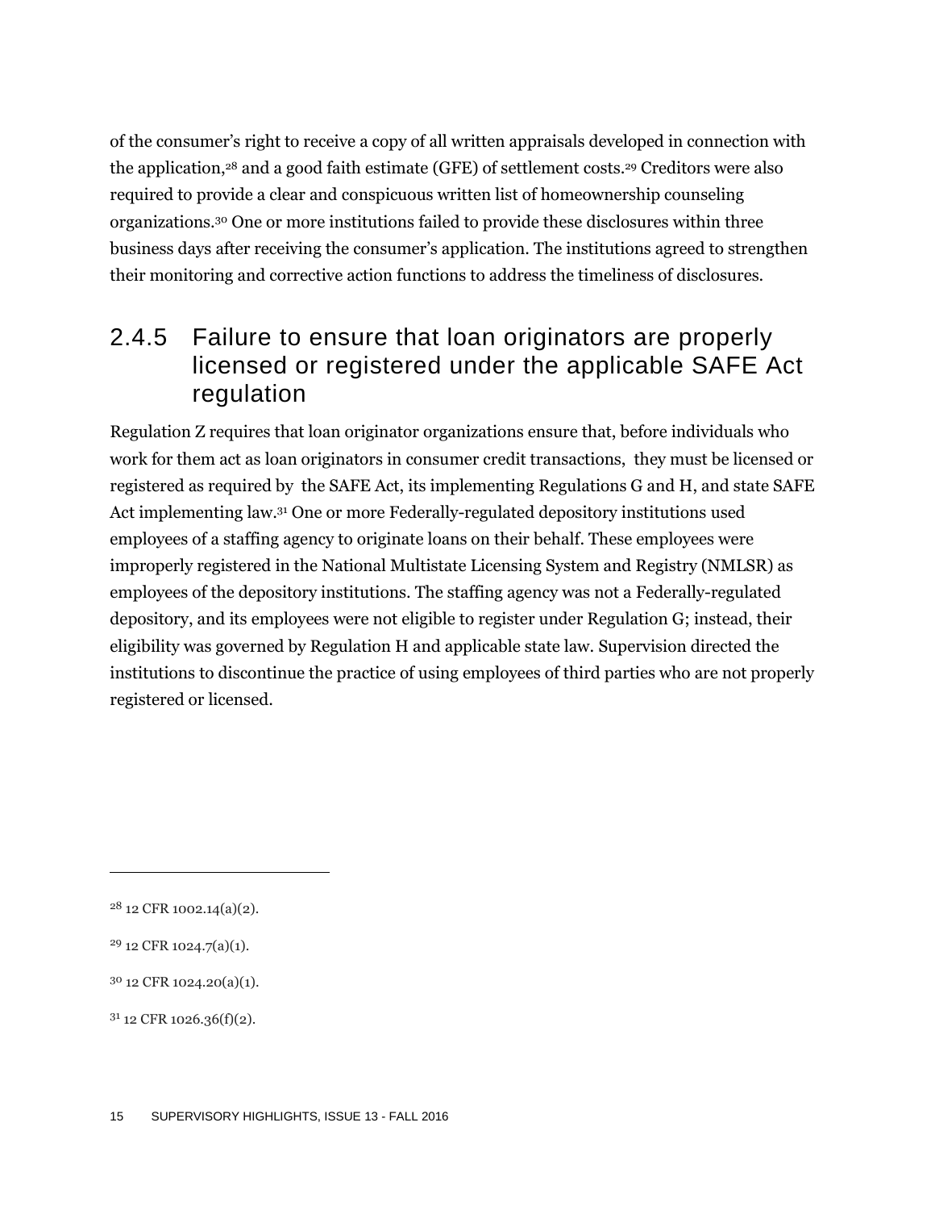of the consumer’s right to receive a copy of all written appraisals developed in connection with the application,[28] and a good faith estimate (GFE) of settlement costs.[29] Creditors were also required to provide a clear and conspicuous written list of homeownership counseling organizations.[30] One or more institutions failed to provide these disclosures within three business days after receiving the consumer’s application. The institutions agreed to strengthen their monitoring and corrective action functions to address the timeliness of disclosures.

### 2.4.5 Failure to ensure that loan originators are properly licensed or registered under the applicable SAFE Act regulation

Regulation Z requires that loan originator organizations ensure that, before individuals who work for them act as loan originators in consumer credit transactions, they must be licensed or registered as required by the SAFE Act, its implementing Regulations G and H, and state SAFE Act implementing law.[31] One or more Federally-regulated depository institutions used employees of a staffing agency to originate loans on their behalf. These employees were improperly registered in the National Multistate Licensing System and Registry (NMLSR) as employees of the depository institutions. The staffing agency was not a Federally-regulated depository, and its employees were not eligible to register under Regulation G; instead, their eligibility was governed by Regulation H and applicable state law. Supervision directed the institutions to discontinue the practice of using employees of third parties who are not properly registered or licensed.

---

[28] 12 CFR 1002.14(a)(2).

[29] 12 CFR 1024.7(a)(1).

[30] 12 CFR 1024.20(a)(1).

[31] 12 CFR 1026.36(f)(2).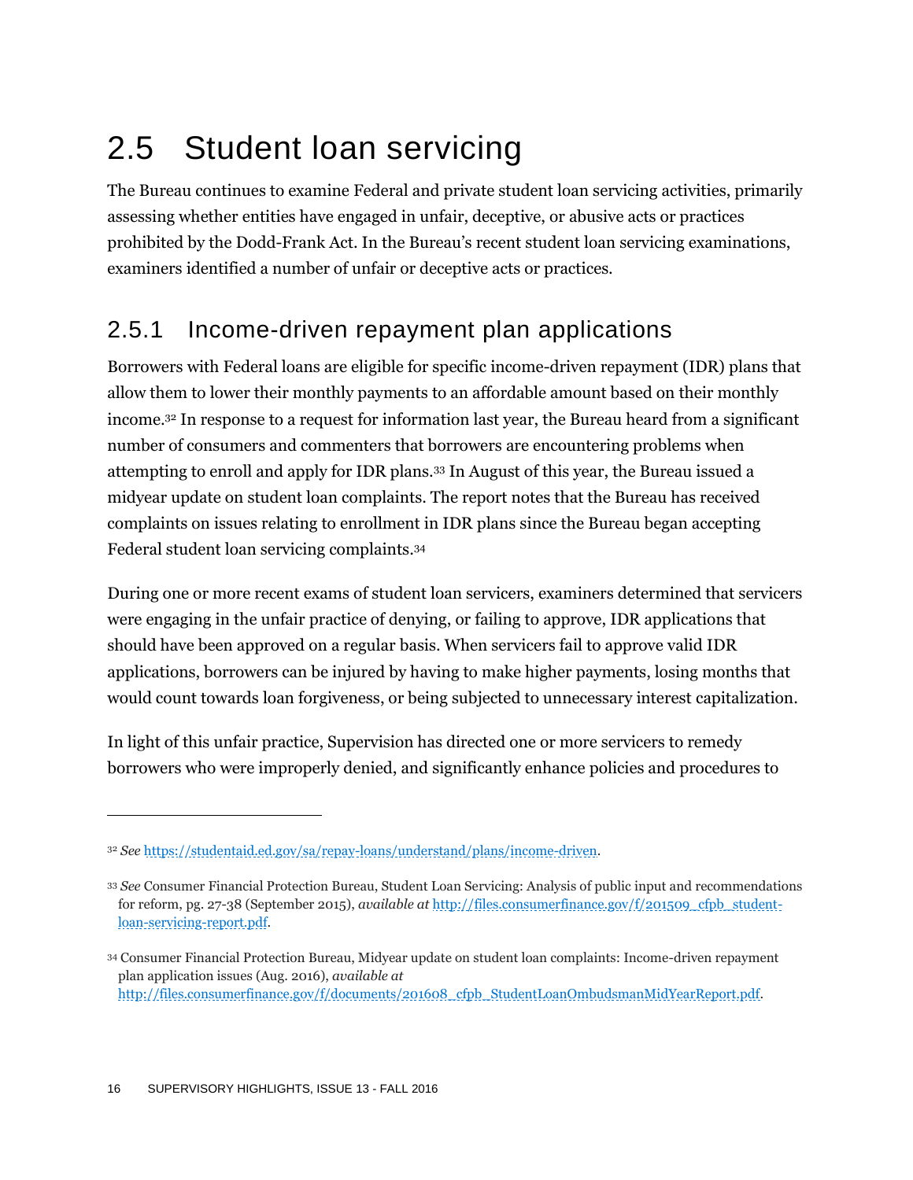## 2.5 Student loan servicing

The Bureau continues to examine Federal and private student loan servicing activities, primarily assessing whether entities have engaged in unfair, deceptive, or abusive acts or practices prohibited by the Dodd-Frank Act. In the Bureau's recent student loan servicing examinations, examiners identified a number of unfair or deceptive acts or practices.

### 2.5.1 Income-driven repayment plan applications

Borrowers with Federal loans are eligible for specific income-driven repayment (IDR) plans that allow them to lower their monthly payments to an affordable amount based on their monthly income.[32] In response to a request for information last year, the Bureau heard from a significant number of consumers and commenters that borrowers are encountering problems when attempting to enroll and apply for IDR plans.[33] In August of this year, the Bureau issued a midyear update on student loan complaints. The report notes that the Bureau has received complaints on issues relating to enrollment in IDR plans since the Bureau began accepting Federal student loan servicing complaints.[34]

During one or more recent exams of student loan servicers, examiners determined that servicers were engaging in the unfair practice of denying, or failing to approve, IDR applications that should have been approved on a regular basis. When servicers fail to approve valid IDR applications, borrowers can be injured by having to make higher payments, losing months that would count towards loan forgiveness, or being subjected to unnecessary interest capitalization.

In light of this unfair practice, Supervision has directed one or more servicers to remedy borrowers who were improperly denied, and significantly enhance policies and procedures to

---

[32] *See* https://studentaid.ed.gov/sa/repay-loans/understand/plans/income-driven.

[33] *See* Consumer Financial Protection Bureau, Student Loan Servicing: Analysis of public input and recommendations for reform, pg. 27-38 (September 2015), *available at* http://files.consumerfinance.gov/f/201509_cfpb_student-loan-servicing-report.pdf.

[34] Consumer Financial Protection Bureau, Midyear update on student loan complaints: Income-driven repayment plan application issues (Aug. 2016), *available at* http://files.consumerfinance.gov/f/documents/201608_cfpb_StudentLoanOmbudsmanMidYearReport.pdf.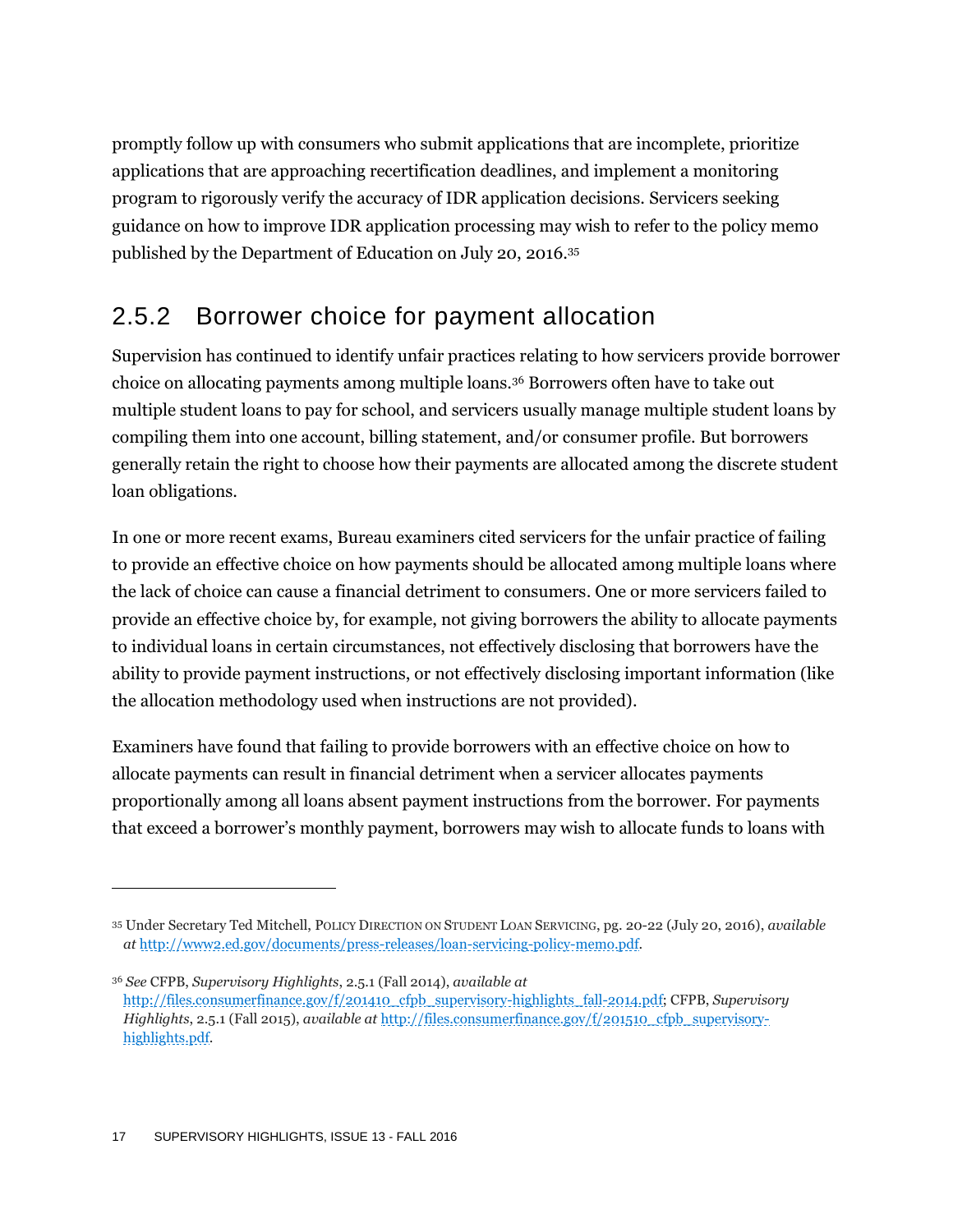promptly follow up with consumers who submit applications that are incomplete, prioritize applications that are approaching recertification deadlines, and implement a monitoring program to rigorously verify the accuracy of IDR application decisions. Servicers seeking guidance on how to improve IDR application processing may wish to refer to the policy memo published by the Department of Education on July 20, 2016.[35]

### 2.5.2 Borrower choice for payment allocation

Supervision has continued to identify unfair practices relating to how servicers provide borrower choice on allocating payments among multiple loans.[36] Borrowers often have to take out multiple student loans to pay for school, and servicers usually manage multiple student loans by compiling them into one account, billing statement, and/or consumer profile. But borrowers generally retain the right to choose how their payments are allocated among the discrete student loan obligations.

In one or more recent exams, Bureau examiners cited servicers for the unfair practice of failing to provide an effective choice on how payments should be allocated among multiple loans where the lack of choice can cause a financial detriment to consumers. One or more servicers failed to provide an effective choice by, for example, not giving borrowers the ability to allocate payments to individual loans in certain circumstances, not effectively disclosing that borrowers have the ability to provide payment instructions, or not effectively disclosing important information (like the allocation methodology used when instructions are not provided).

Examiners have found that failing to provide borrowers with an effective choice on how to allocate payments can result in financial detriment when a servicer allocates payments proportionally among all loans absent payment instructions from the borrower. For payments that exceed a borrower's monthly payment, borrowers may wish to allocate funds to loans with

---

[35] Under Secretary Ted Mitchell, POLICY DIRECTION ON STUDENT LOAN SERVICING, pg. 20-22 (July 20, 2016), *available at* http://www2.ed.gov/documents/press-releases/loan-servicing-policy-memo.pdf.

[36] *See* CFPB, *Supervisory Highlights*, 2.5.1 (Fall 2014), *available at* http://files.consumerfinance.gov/f/201410_cfpb_supervisory-highlights_fall-2014.pdf; CFPB, *Supervisory Highlights*, 2.5.1 (Fall 2015), *available at* http://files.consumerfinance.gov/f/201510_cfpb_supervisory-highlights.pdf.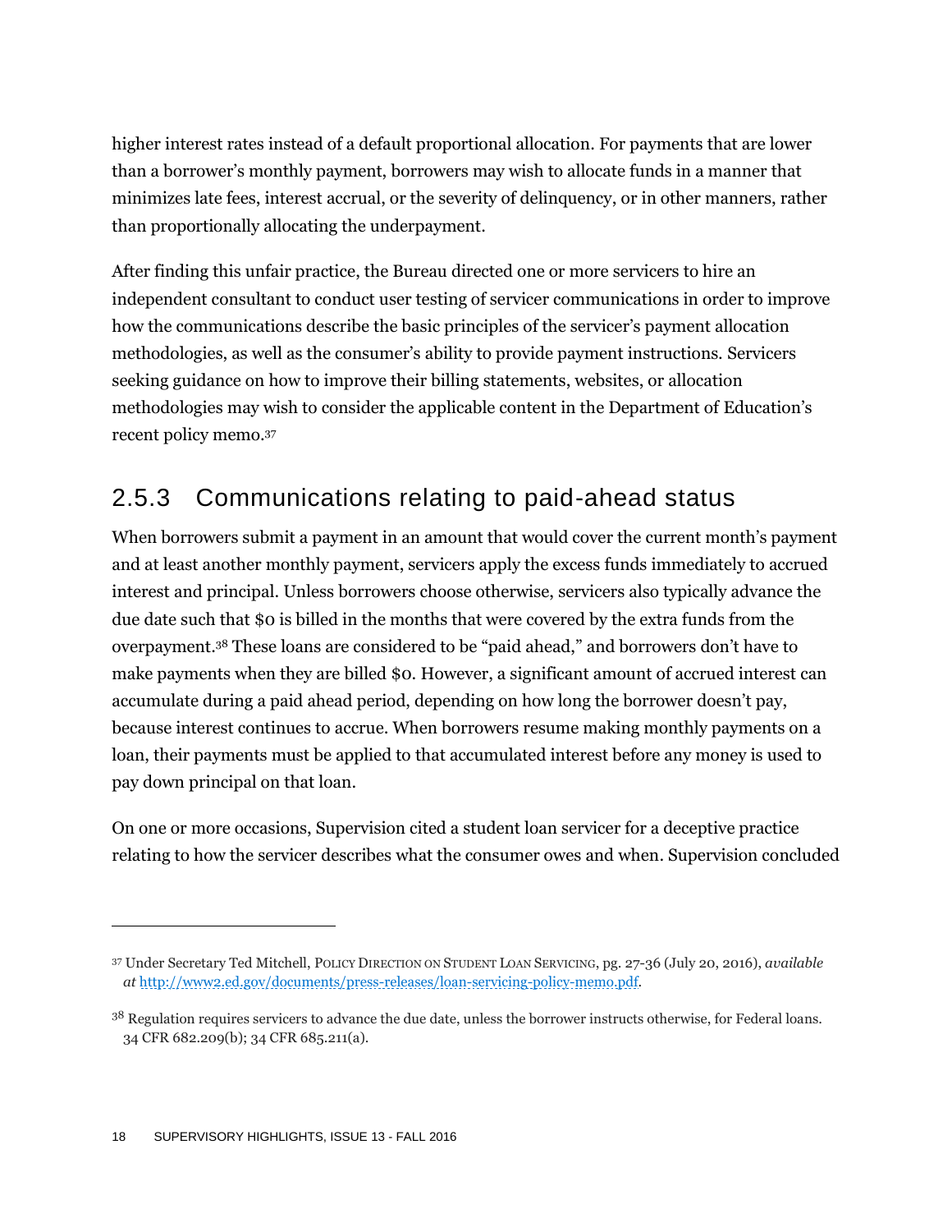higher interest rates instead of a default proportional allocation. For payments that are lower than a borrower's monthly payment, borrowers may wish to allocate funds in a manner that minimizes late fees, interest accrual, or the severity of delinquency, or in other manners, rather than proportionally allocating the underpayment.

After finding this unfair practice, the Bureau directed one or more servicers to hire an independent consultant to conduct user testing of servicer communications in order to improve how the communications describe the basic principles of the servicer's payment allocation methodologies, as well as the consumer's ability to provide payment instructions. Servicers seeking guidance on how to improve their billing statements, websites, or allocation methodologies may wish to consider the applicable content in the Department of Education's recent policy memo.[37]

### 2.5.3 Communications relating to paid-ahead status

When borrowers submit a payment in an amount that would cover the current month's payment and at least another monthly payment, servicers apply the excess funds immediately to accrued interest and principal. Unless borrowers choose otherwise, servicers also typically advance the due date such that $0 is billed in the months that were covered by the extra funds from the overpayment.[38] These loans are considered to be "paid ahead," and borrowers don't have to make payments when they are billed $0. However, a significant amount of accrued interest can accumulate during a paid ahead period, depending on how long the borrower doesn't pay, because interest continues to accrue. When borrowers resume making monthly payments on a loan, their payments must be applied to that accumulated interest before any money is used to pay down principal on that loan.

On one or more occasions, Supervision cited a student loan servicer for a deceptive practice relating to how the servicer describes what the consumer owes and when. Supervision concluded

---

[37] Under Secretary Ted Mitchell, POLICY DIRECTION ON STUDENT LOAN SERVICING, pg. 27-36 (July 20, 2016), *available at* http://www2.ed.gov/documents/press-releases/loan-servicing-policy-memo.pdf.

[38] Regulation requires servicers to advance the due date, unless the borrower instructs otherwise, for Federal loans. 34 CFR 682.209(b); 34 CFR 685.211(a).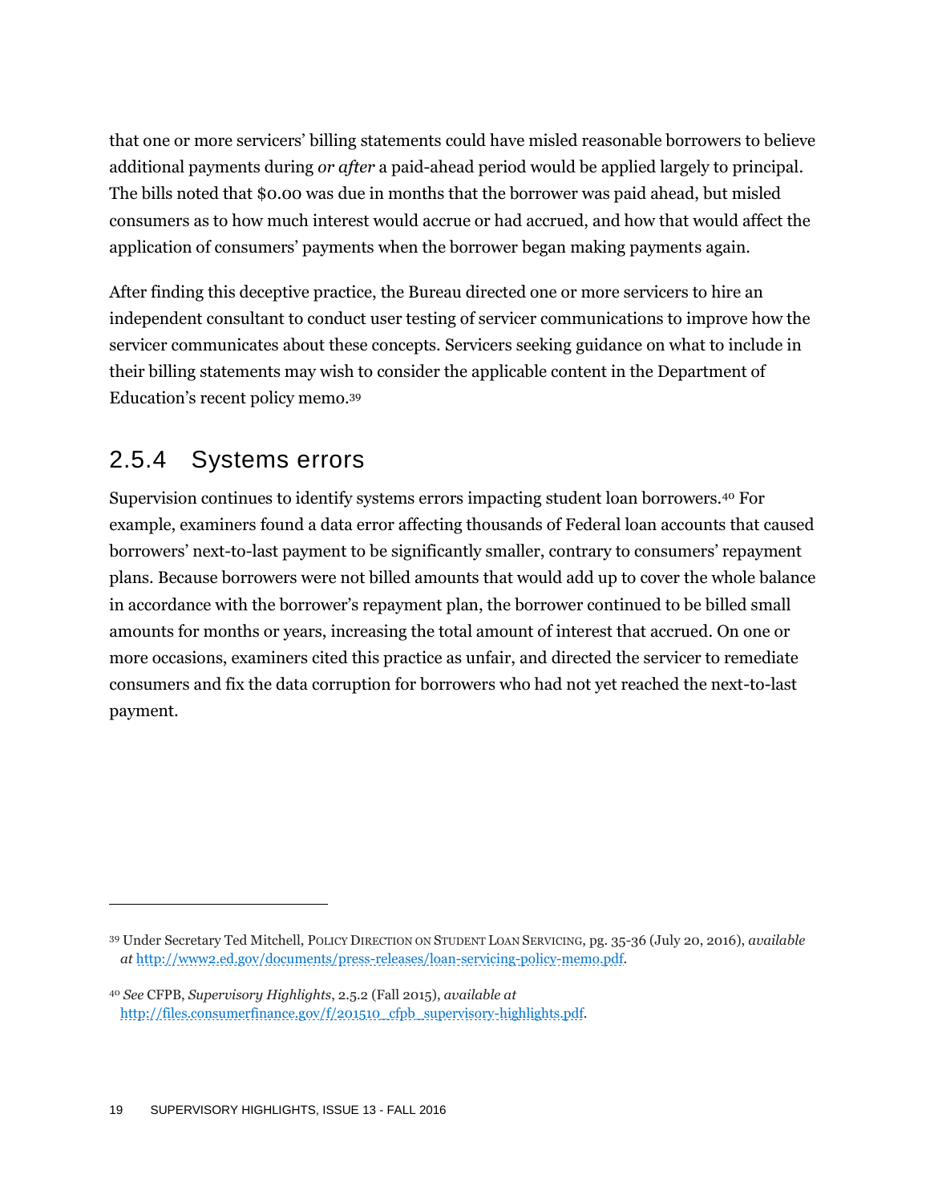that one or more servicers' billing statements could have misled reasonable borrowers to believe additional payments during *or after* a paid-ahead period would be applied largely to principal. The bills noted that $0.00 was due in months that the borrower was paid ahead, but misled consumers as to how much interest would accrue or had accrued, and how that would affect the application of consumers' payments when the borrower began making payments again.

After finding this deceptive practice, the Bureau directed one or more servicers to hire an independent consultant to conduct user testing of servicer communications to improve how the servicer communicates about these concepts. Servicers seeking guidance on what to include in their billing statements may wish to consider the applicable content in the Department of Education's recent policy memo.[39]

### 2.5.4 Systems errors

Supervision continues to identify systems errors impacting student loan borrowers.[40] For example, examiners found a data error affecting thousands of Federal loan accounts that caused borrowers' next-to-last payment to be significantly smaller, contrary to consumers' repayment plans. Because borrowers were not billed amounts that would add up to cover the whole balance in accordance with the borrower's repayment plan, the borrower continued to be billed small amounts for months or years, increasing the total amount of interest that accrued. On one or more occasions, examiners cited this practice as unfair, and directed the servicer to remediate consumers and fix the data corruption for borrowers who had not yet reached the next-to-last payment.

---

[39] Under Secretary Ted Mitchell, POLICY DIRECTION ON STUDENT LOAN SERVICING, pg. 35-36 (July 20, 2016), *available at* http://www2.ed.gov/documents/press-releases/loan-servicing-policy-memo.pdf.

[40] *See* CFPB, *Supervisory Highlights*, 2.5.2 (Fall 2015), *available at* http://files.consumerfinance.gov/f/201510_cfpb_supervisory-highlights.pdf.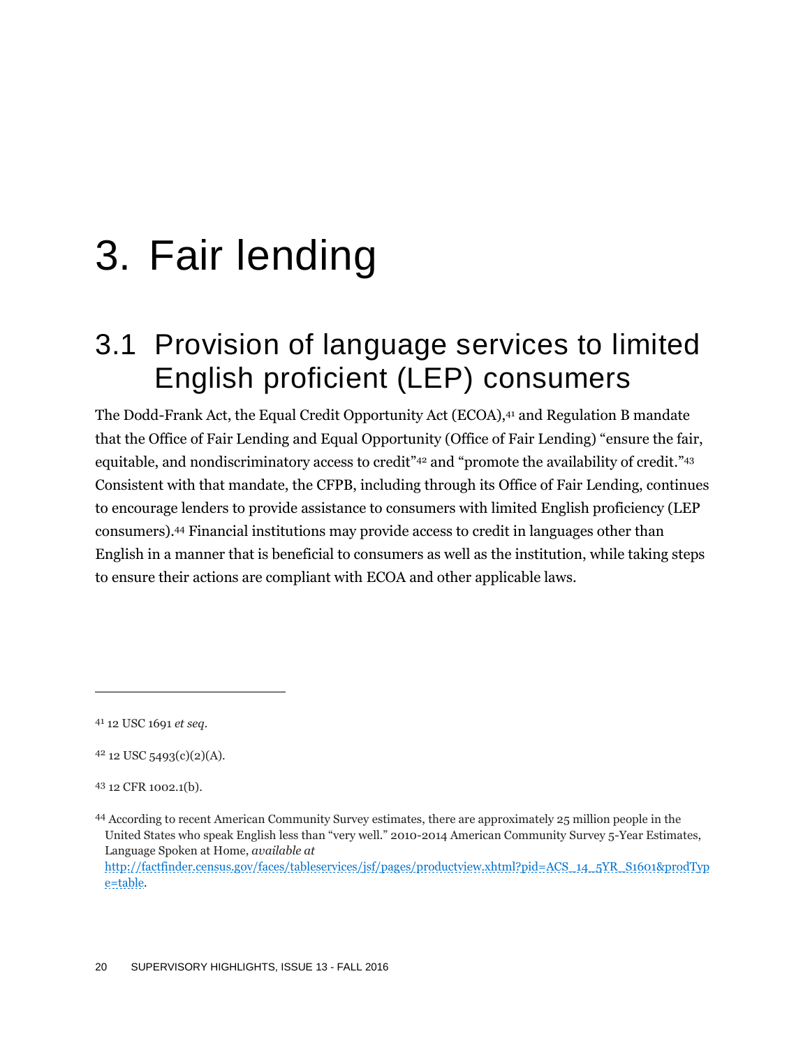# 3. Fair lending

## 3.1 Provision of language services to limited English proficient (LEP) consumers

The Dodd-Frank Act, the Equal Credit Opportunity Act (ECOA),[41] and Regulation B mandate that the Office of Fair Lending and Equal Opportunity (Office of Fair Lending) "ensure the fair, equitable, and nondiscriminatory access to credit"[42] and "promote the availability of credit."[43] Consistent with that mandate, the CFPB, including through its Office of Fair Lending, continues to encourage lenders to provide assistance to consumers with limited English proficiency (LEP consumers).[44] Financial institutions may provide access to credit in languages other than English in a manner that is beneficial to consumers as well as the institution, while taking steps to ensure their actions are compliant with ECOA and other applicable laws.

---

[41] 12 USC 1691 *et seq*.

[42] 12 USC 5493(c)(2)(A).

[43] 12 CFR 1002.1(b).

[44] According to recent American Community Survey estimates, there are approximately 25 million people in the United States who speak English less than "very well." 2010-2014 American Community Survey 5-Year Estimates, Language Spoken at Home, *available at* http://factfinder.census.gov/faces/tableservices/jsf/pages/productview.xhtml?pid=ACS_14_5YR_S1601&prodType=table.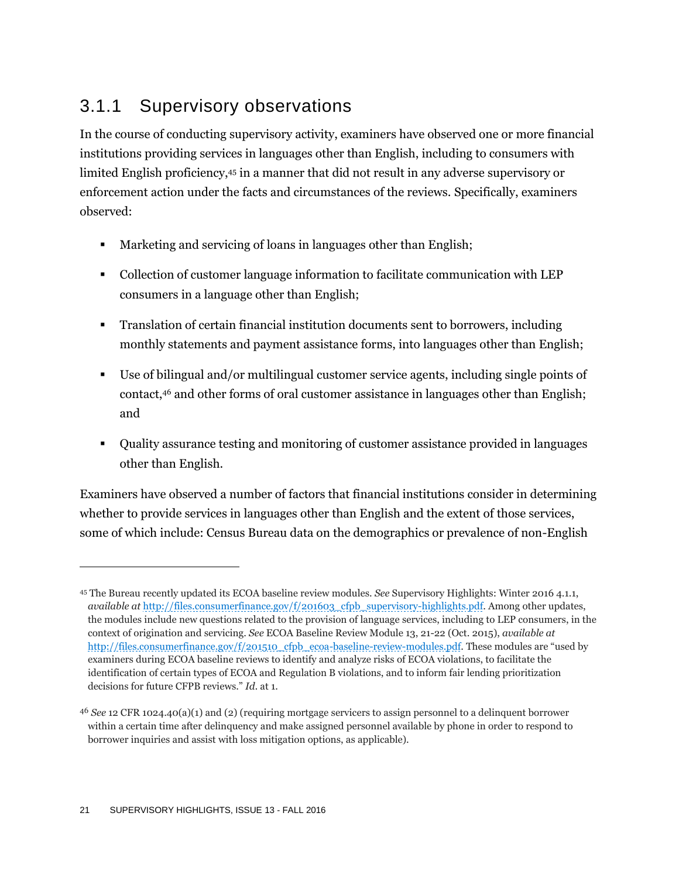## 3.1.1 Supervisory observations

In the course of conducting supervisory activity, examiners have observed one or more financial institutions providing services in languages other than English, including to consumers with limited English proficiency,[45] in a manner that did not result in any adverse supervisory or enforcement action under the facts and circumstances of the reviews. Specifically, examiners observed:

- Marketing and servicing of loans in languages other than English;
- Collection of customer language information to facilitate communication with LEP consumers in a language other than English;
- Translation of certain financial institution documents sent to borrowers, including monthly statements and payment assistance forms, into languages other than English;
- Use of bilingual and/or multilingual customer service agents, including single points of contact,[46] and other forms of oral customer assistance in languages other than English; and
- Quality assurance testing and monitoring of customer assistance provided in languages other than English.

Examiners have observed a number of factors that financial institutions consider in determining whether to provide services in languages other than English and the extent of those services, some of which include: Census Bureau data on the demographics or prevalence of non-English

---

[45] The Bureau recently updated its ECOA baseline review modules. *See* Supervisory Highlights: Winter 2016 4.1.1, *available at* http://files.consumerfinance.gov/f/201603_cfpb_supervisory-highlights.pdf. Among other updates, the modules include new questions related to the provision of language services, including to LEP consumers, in the context of origination and servicing. *See* ECOA Baseline Review Module 13, 21-22 (Oct. 2015), *available at* http://files.consumerfinance.gov/f/201510_cfpb_ecoa-baseline-review-modules.pdf. These modules are "used by examiners during ECOA baseline reviews to identify and analyze risks of ECOA violations, to facilitate the identification of certain types of ECOA and Regulation B violations, and to inform fair lending prioritization decisions for future CFPB reviews." *Id*. at 1.

[46] *See* 12 CFR 1024.40(a)(1) and (2) (requiring mortgage servicers to assign personnel to a delinquent borrower within a certain time after delinquency and make assigned personnel available by phone in order to respond to borrower inquiries and assist with loss mitigation options, as applicable).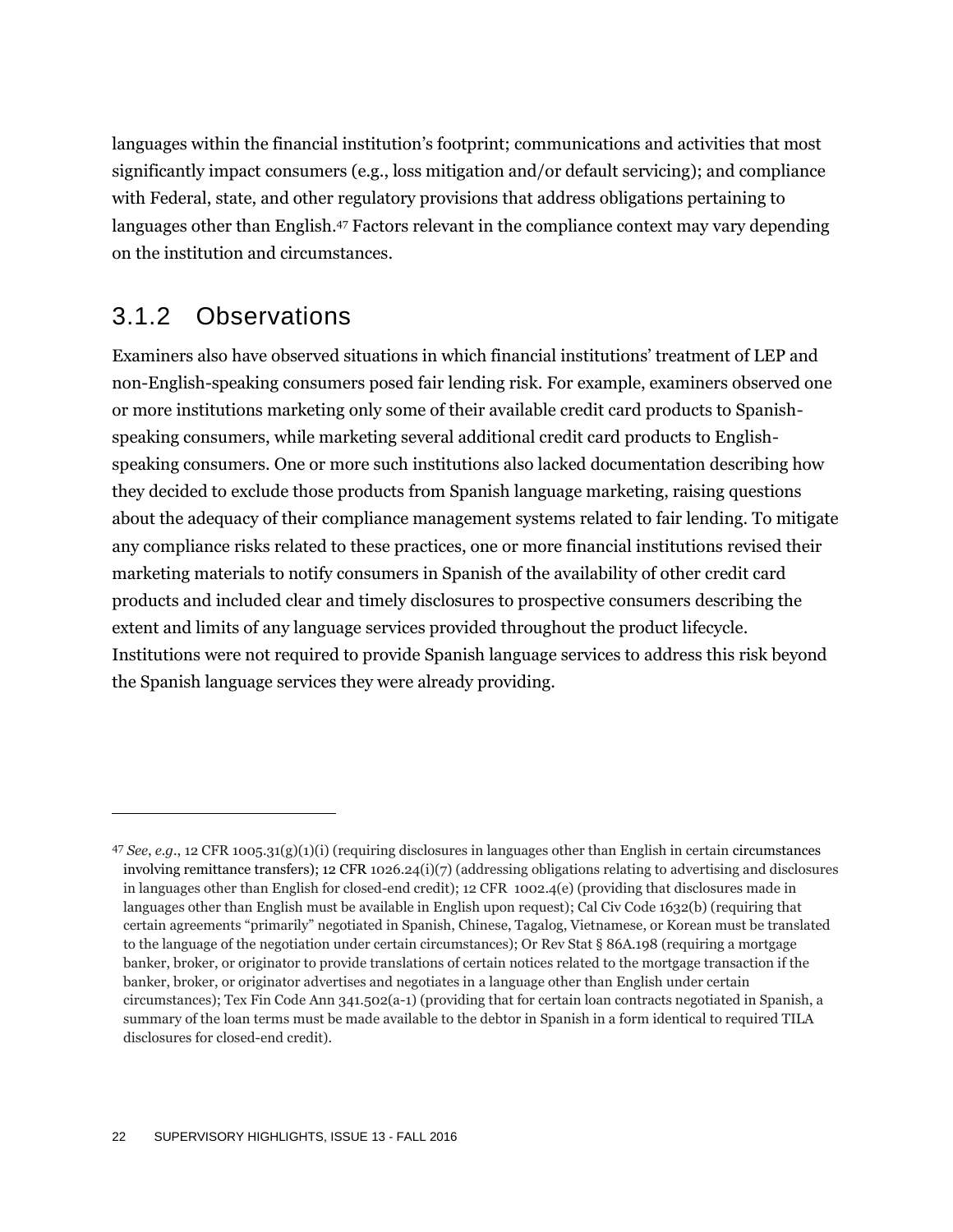languages within the financial institution's footprint; communications and activities that most significantly impact consumers (e.g., loss mitigation and/or default servicing); and compliance with Federal, state, and other regulatory provisions that address obligations pertaining to languages other than English.[47] Factors relevant in the compliance context may vary depending on the institution and circumstances.

### 3.1.2 Observations

Examiners also have observed situations in which financial institutions' treatment of LEP and non-English-speaking consumers posed fair lending risk. For example, examiners observed one or more institutions marketing only some of their available credit card products to Spanish-speaking consumers, while marketing several additional credit card products to English-speaking consumers. One or more such institutions also lacked documentation describing how they decided to exclude those products from Spanish language marketing, raising questions about the adequacy of their compliance management systems related to fair lending. To mitigate any compliance risks related to these practices, one or more financial institutions revised their marketing materials to notify consumers in Spanish of the availability of other credit card products and included clear and timely disclosures to prospective consumers describing the extent and limits of any language services provided throughout the product lifecycle. Institutions were not required to provide Spanish language services to address this risk beyond the Spanish language services they were already providing.

---

[47] *See, e.g.*, 12 CFR 1005.31(g)(1)(i) (requiring disclosures in languages other than English in certain circumstances involving remittance transfers); 12 CFR 1026.24(i)(7) (addressing obligations relating to advertising and disclosures in languages other than English for closed-end credit); 12 CFR 1002.4(e) (providing that disclosures made in languages other than English must be available in English upon request); Cal Civ Code 1632(b) (requiring that certain agreements "primarily" negotiated in Spanish, Chinese, Tagalog, Vietnamese, or Korean must be translated to the language of the negotiation under certain circumstances); Or Rev Stat § 86A.198 (requiring a mortgage banker, broker, or originator to provide translations of certain notices related to the mortgage transaction if the banker, broker, or originator advertises and negotiates in a language other than English under certain circumstances); Tex Fin Code Ann 341.502(a-1) (providing that for certain loan contracts negotiated in Spanish, a summary of the loan terms must be made available to the debtor in Spanish in a form identical to required TILA disclosures for closed-end credit).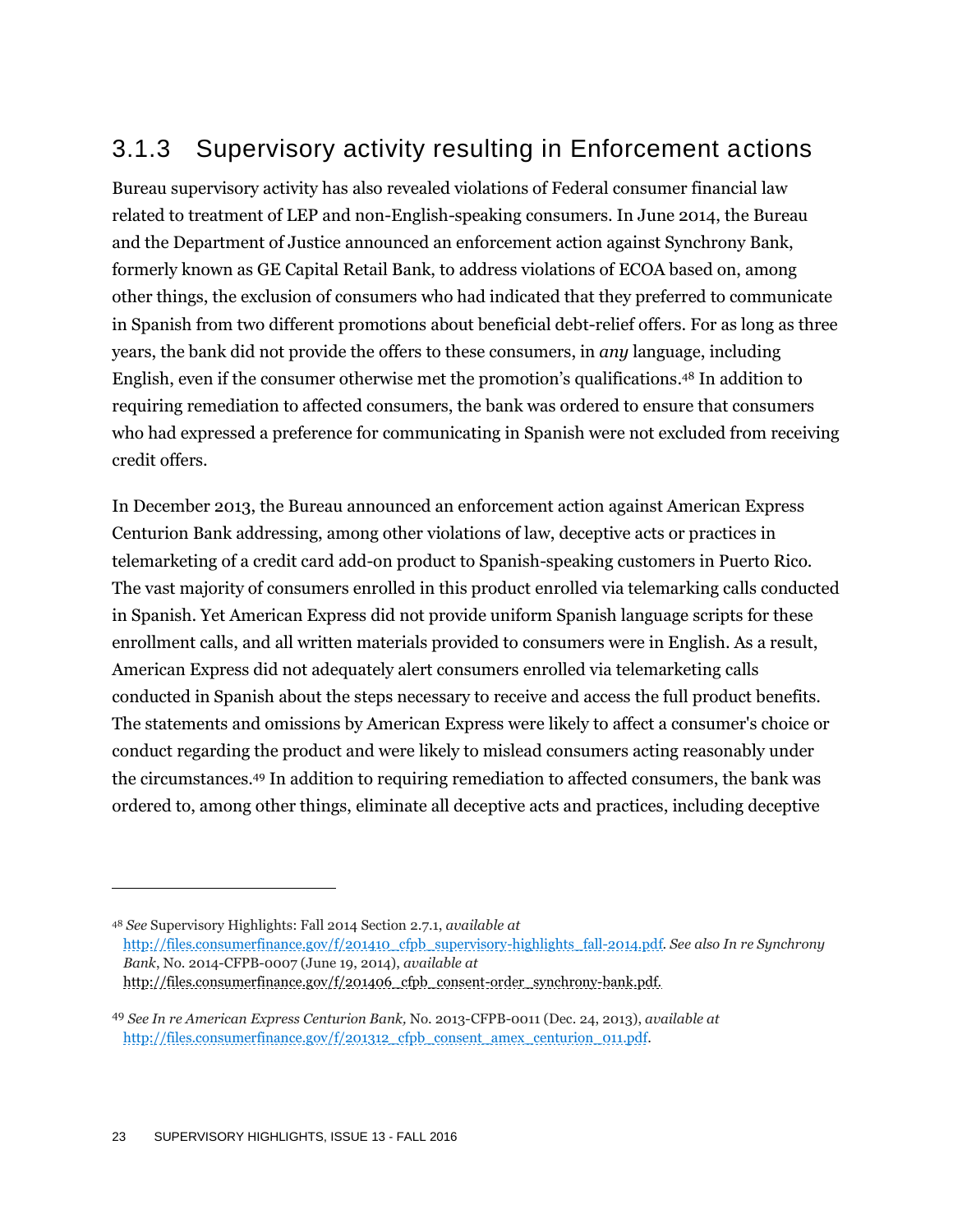## 3.1.3 Supervisory activity resulting in Enforcement actions

Bureau supervisory activity has also revealed violations of Federal consumer financial law related to treatment of LEP and non-English-speaking consumers. In June 2014, the Bureau and the Department of Justice announced an enforcement action against Synchrony Bank, formerly known as GE Capital Retail Bank, to address violations of ECOA based on, among other things, the exclusion of consumers who had indicated that they preferred to communicate in Spanish from two different promotions about beneficial debt-relief offers. For as long as three years, the bank did not provide the offers to these consumers, in *any* language, including English, even if the consumer otherwise met the promotion's qualifications.[48] In addition to requiring remediation to affected consumers, the bank was ordered to ensure that consumers who had expressed a preference for communicating in Spanish were not excluded from receiving credit offers.

In December 2013, the Bureau announced an enforcement action against American Express Centurion Bank addressing, among other violations of law, deceptive acts or practices in telemarketing of a credit card add-on product to Spanish-speaking customers in Puerto Rico. The vast majority of consumers enrolled in this product enrolled via telemarking calls conducted in Spanish. Yet American Express did not provide uniform Spanish language scripts for these enrollment calls, and all written materials provided to consumers were in English. As a result, American Express did not adequately alert consumers enrolled via telemarketing calls conducted in Spanish about the steps necessary to receive and access the full product benefits. The statements and omissions by American Express were likely to affect a consumer's choice or conduct regarding the product and were likely to mislead consumers acting reasonably under the circumstances.[49] In addition to requiring remediation to affected consumers, the bank was ordered to, among other things, eliminate all deceptive acts and practices, including deceptive

---

[48] *See* Supervisory Highlights: Fall 2014 Section 2.7.1, *available at* http://files.consumerfinance.gov/f/201410_cfpb_supervisory-highlights_fall-2014.pdf. *See also In re Synchrony Bank*, No. 2014-CFPB-0007 (June 19, 2014), *available at* http://files.consumerfinance.gov/f/201406_cfpb_consent-order_synchrony-bank.pdf.

[49] *See In re American Express Centurion Bank,* No. 2013-CFPB-0011 (Dec. 24, 2013), *available at* http://files.consumerfinance.gov/f/201312_cfpb_consent_amex_centurion_011.pdf.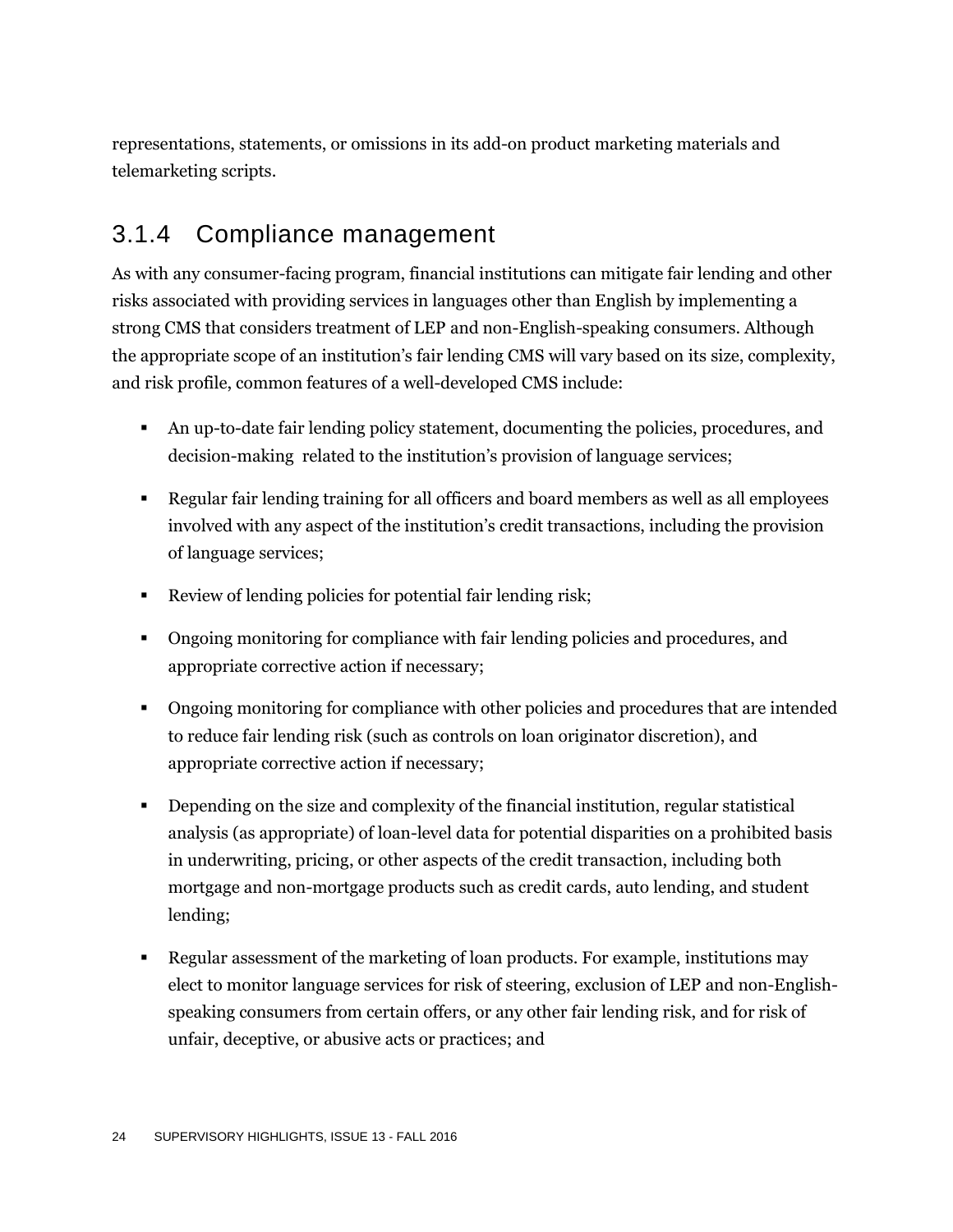representations, statements, or omissions in its add-on product marketing materials and telemarketing scripts.

### 3.1.4 Compliance management

As with any consumer-facing program, financial institutions can mitigate fair lending and other risks associated with providing services in languages other than English by implementing a strong CMS that considers treatment of LEP and non-English-speaking consumers. Although the appropriate scope of an institution's fair lending CMS will vary based on its size, complexity, and risk profile, common features of a well-developed CMS include:

- An up-to-date fair lending policy statement, documenting the policies, procedures, and decision-making related to the institution's provision of language services;
- Regular fair lending training for all officers and board members as well as all employees involved with any aspect of the institution's credit transactions, including the provision of language services;
- Review of lending policies for potential fair lending risk;
- Ongoing monitoring for compliance with fair lending policies and procedures, and appropriate corrective action if necessary;
- Ongoing monitoring for compliance with other policies and procedures that are intended to reduce fair lending risk (such as controls on loan originator discretion), and appropriate corrective action if necessary;
- Depending on the size and complexity of the financial institution, regular statistical analysis (as appropriate) of loan-level data for potential disparities on a prohibited basis in underwriting, pricing, or other aspects of the credit transaction, including both mortgage and non-mortgage products such as credit cards, auto lending, and student lending;
- Regular assessment of the marketing of loan products. For example, institutions may elect to monitor language services for risk of steering, exclusion of LEP and non-English-speaking consumers from certain offers, or any other fair lending risk, and for risk of unfair, deceptive, or abusive acts or practices; and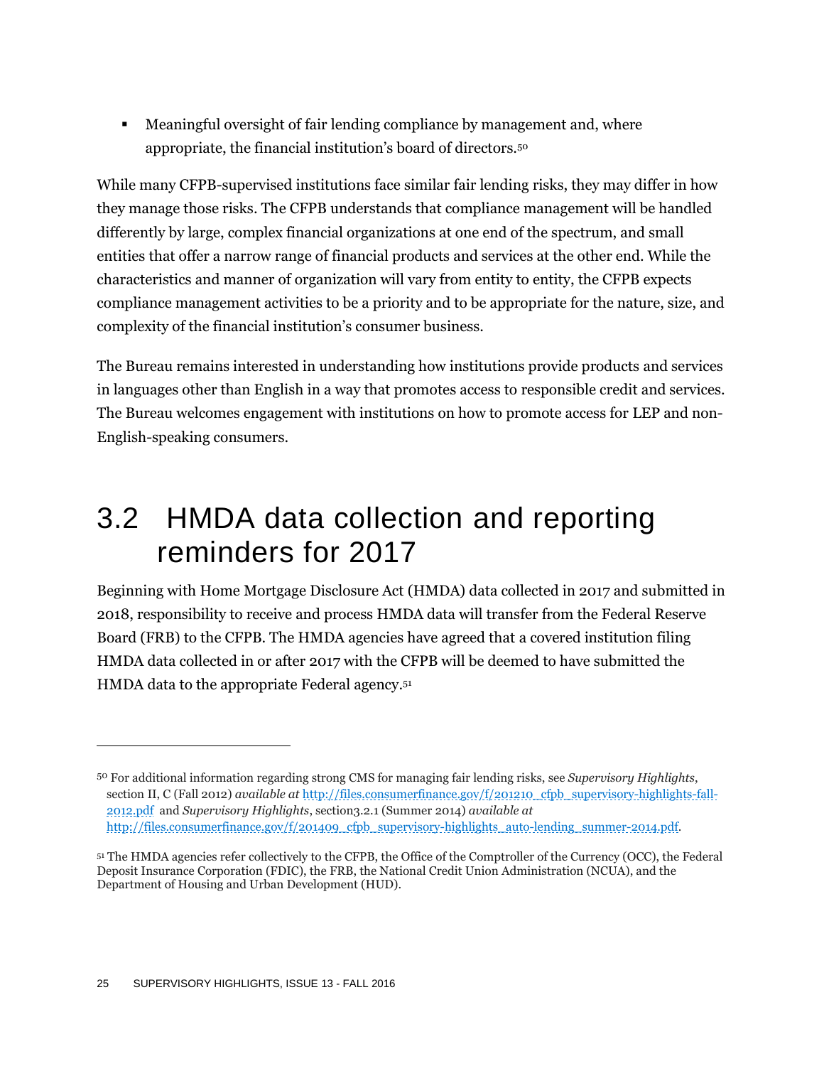- Meaningful oversight of fair lending compliance by management and, where appropriate, the financial institution's board of directors.[50]

While many CFPB-supervised institutions face similar fair lending risks, they may differ in how they manage those risks. The CFPB understands that compliance management will be handled differently by large, complex financial organizations at one end of the spectrum, and small entities that offer a narrow range of financial products and services at the other end. While the characteristics and manner of organization will vary from entity to entity, the CFPB expects compliance management activities to be a priority and to be appropriate for the nature, size, and complexity of the financial institution's consumer business.

The Bureau remains interested in understanding how institutions provide products and services in languages other than English in a way that promotes access to responsible credit and services. The Bureau welcomes engagement with institutions on how to promote access for LEP and non-English-speaking consumers.

## 3.2 HMDA data collection and reporting reminders for 2017

Beginning with Home Mortgage Disclosure Act (HMDA) data collected in 2017 and submitted in 2018, responsibility to receive and process HMDA data will transfer from the Federal Reserve Board (FRB) to the CFPB. The HMDA agencies have agreed that a covered institution filing HMDA data collected in or after 2017 with the CFPB will be deemed to have submitted the HMDA data to the appropriate Federal agency.[51]

---

[50] For additional information regarding strong CMS for managing fair lending risks, see *Supervisory Highlights*, section II, C (Fall 2012) *available at* http://files.consumerfinance.gov/f/201210_cfpb_supervisory-highlights-fall-2012.pdf and *Supervisory Highlights*, section3.2.1 (Summer 2014) *available at* http://files.consumerfinance.gov/f/201409_cfpb_supervisory-highlights_auto-lending_summer-2014.pdf.

[51] The HMDA agencies refer collectively to the CFPB, the Office of the Comptroller of the Currency (OCC), the Federal Deposit Insurance Corporation (FDIC), the FRB, the National Credit Union Administration (NCUA), and the Department of Housing and Urban Development (HUD).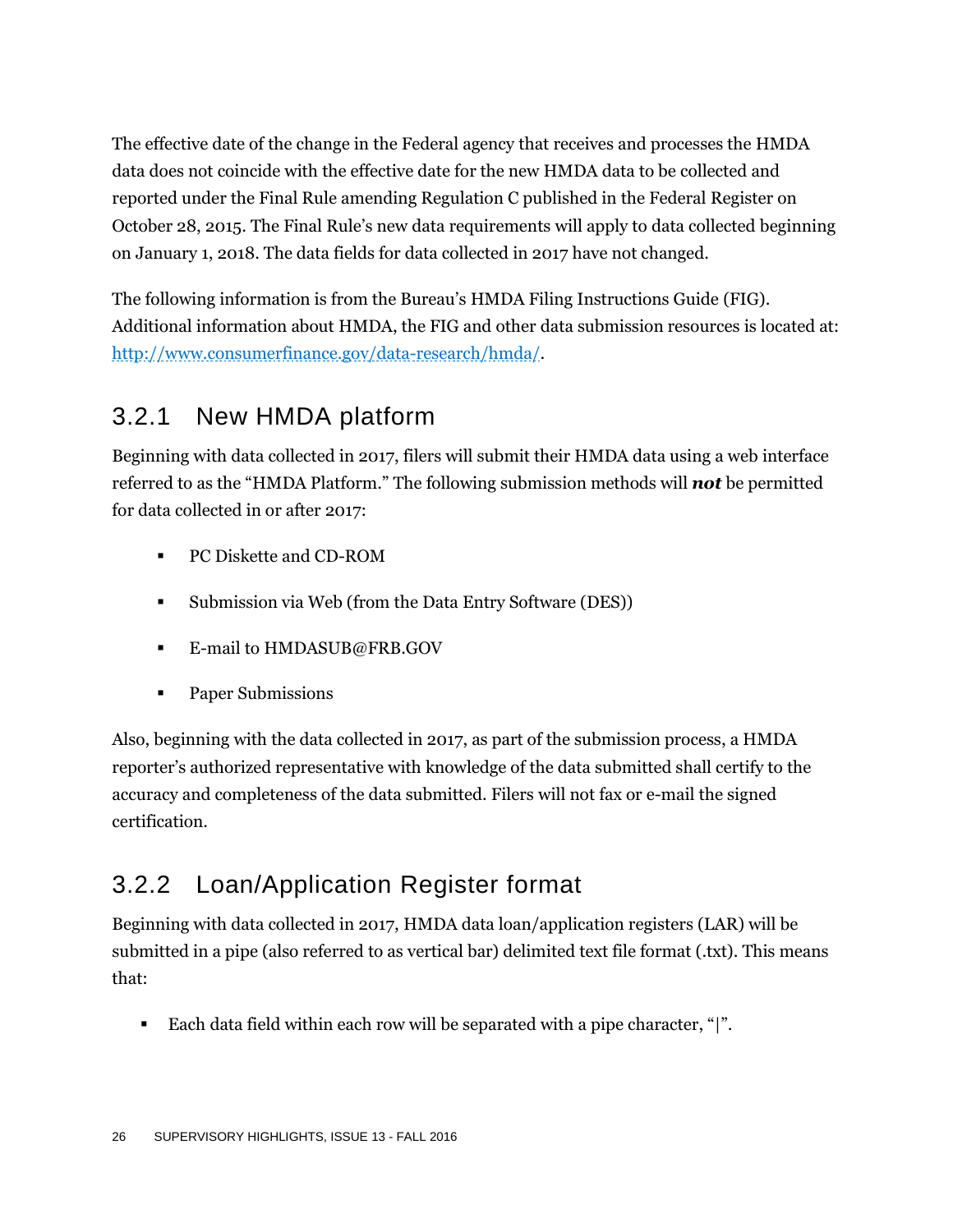The effective date of the change in the Federal agency that receives and processes the HMDA data does not coincide with the effective date for the new HMDA data to be collected and reported under the Final Rule amending Regulation C published in the Federal Register on October 28, 2015. The Final Rule's new data requirements will apply to data collected beginning on January 1, 2018. The data fields for data collected in 2017 have not changed.

The following information is from the Bureau's HMDA Filing Instructions Guide (FIG). Additional information about HMDA, the FIG and other data submission resources is located at: [http://www.consumerfinance.gov/data-research/hmda/](http://www.consumerfinance.gov/data-research/hmda/).

### 3.2.1 New HMDA platform

Beginning with data collected in 2017, filers will submit their HMDA data using a web interface referred to as the "HMDA Platform." The following submission methods will ***not*** be permitted for data collected in or after 2017:

- PC Diskette and CD-ROM
- Submission via Web (from the Data Entry Software (DES))
- E-mail to HMDASUB@FRB.GOV
- Paper Submissions

Also, beginning with the data collected in 2017, as part of the submission process, a HMDA reporter's authorized representative with knowledge of the data submitted shall certify to the accuracy and completeness of the data submitted. Filers will not fax or e-mail the signed certification.

### 3.2.2 Loan/Application Register format

Beginning with data collected in 2017, HMDA data loan/application registers (LAR) will be submitted in a pipe (also referred to as vertical bar) delimited text file format (.txt). This means that:

- Each data field within each row will be separated with a pipe character, "|".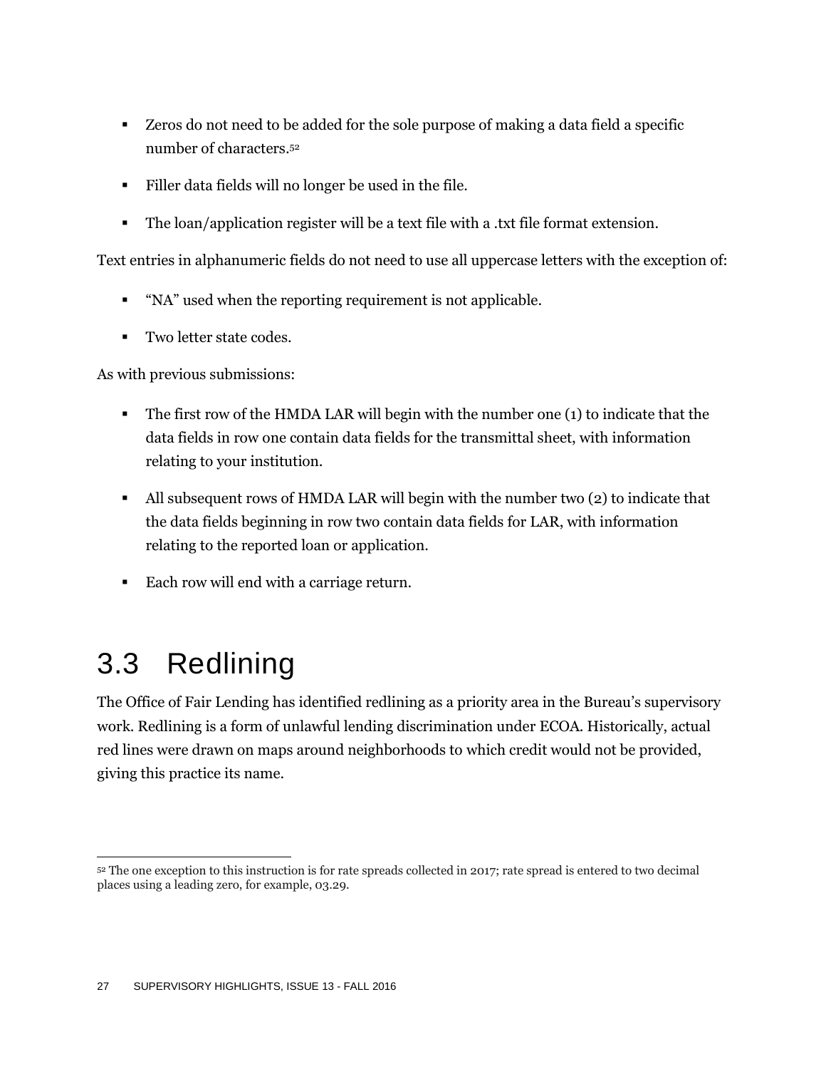- Zeros do not need to be added for the sole purpose of making a data field a specific number of characters.[52]

- Filler data fields will no longer be used in the file.

- The loan/application register will be a text file with a .txt file format extension.

Text entries in alphanumeric fields do not need to use all uppercase letters with the exception of:

- "NA" used when the reporting requirement is not applicable.

- Two letter state codes.

As with previous submissions:

- The first row of the HMDA LAR will begin with the number one (1) to indicate that the data fields in row one contain data fields for the transmittal sheet, with information relating to your institution.

- All subsequent rows of HMDA LAR will begin with the number two (2) to indicate that the data fields beginning in row two contain data fields for LAR, with information relating to the reported loan or application.

- Each row will end with a carriage return.

## 3.3 Redlining

The Office of Fair Lending has identified redlining as a priority area in the Bureau's supervisory work. Redlining is a form of unlawful lending discrimination under ECOA. Historically, actual red lines were drawn on maps around neighborhoods to which credit would not be provided, giving this practice its name.

[52] The one exception to this instruction is for rate spreads collected in 2017; rate spread is entered to two decimal places using a leading zero, for example, 03.29.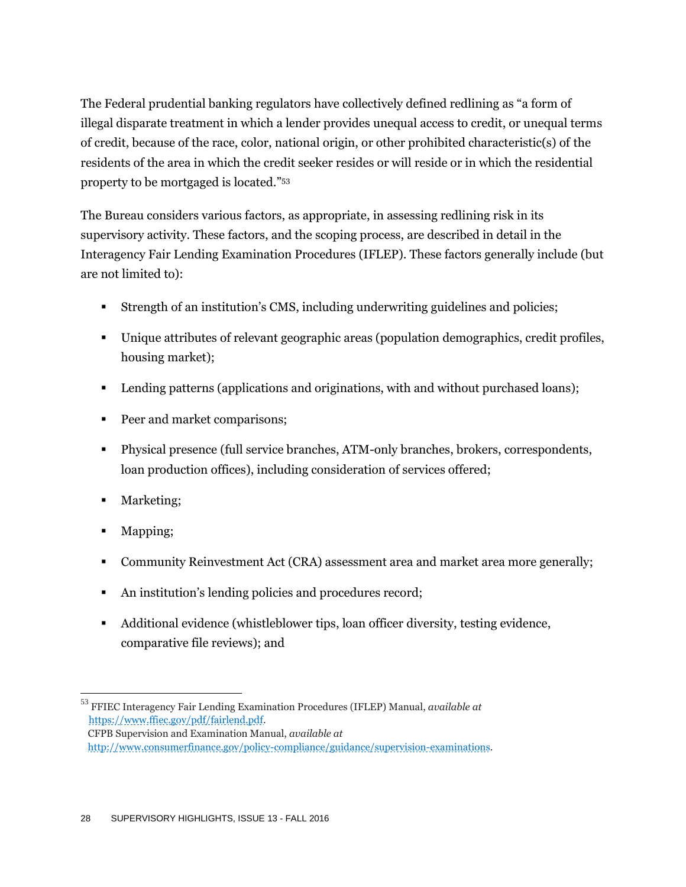The Federal prudential banking regulators have collectively defined redlining as "a form of illegal disparate treatment in which a lender provides unequal access to credit, or unequal terms of credit, because of the race, color, national origin, or other prohibited characteristic(s) of the residents of the area in which the credit seeker resides or will reside or in which the residential property to be mortgaged is located."[53]

The Bureau considers various factors, as appropriate, in assessing redlining risk in its supervisory activity. These factors, and the scoping process, are described in detail in the Interagency Fair Lending Examination Procedures (IFLEP). These factors generally include (but are not limited to):

- Strength of an institution's CMS, including underwriting guidelines and policies;
- Unique attributes of relevant geographic areas (population demographics, credit profiles, housing market);
- Lending patterns (applications and originations, with and without purchased loans);
- Peer and market comparisons;
- Physical presence (full service branches, ATM-only branches, brokers, correspondents, loan production offices), including consideration of services offered;
- Marketing;
- Mapping;
- Community Reinvestment Act (CRA) assessment area and market area more generally;
- An institution's lending policies and procedures record;
- Additional evidence (whistleblower tips, loan officer diversity, testing evidence, comparative file reviews); and

---

[53] FFIEC Interagency Fair Lending Examination Procedures (IFLEP) Manual, *available at* https://www.ffiec.gov/pdf/fairlend.pdf.
CFPB Supervision and Examination Manual, *available at* http://www.consumerfinance.gov/policy-compliance/guidance/supervision-examinations.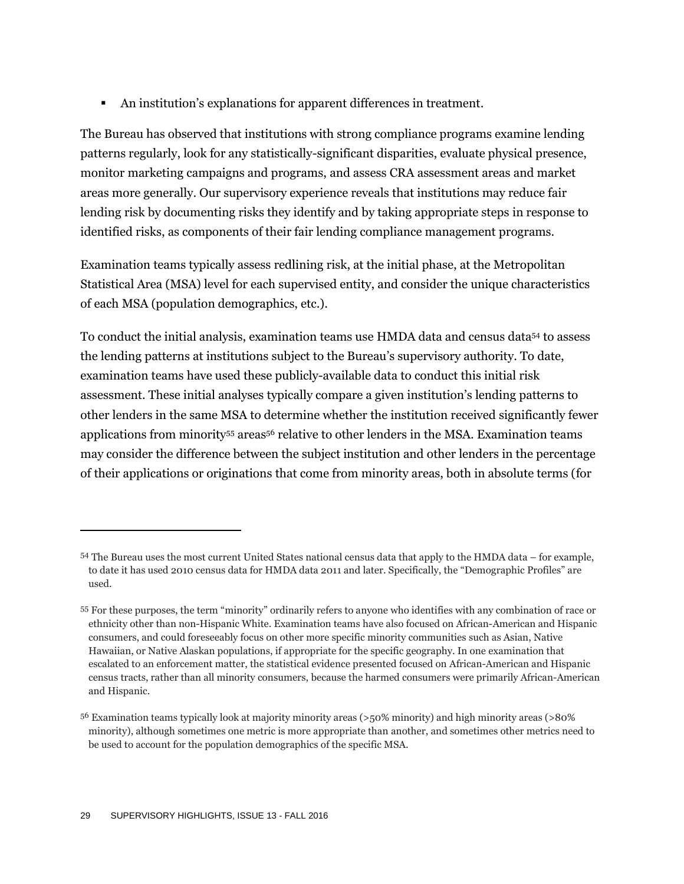- An institution's explanations for apparent differences in treatment.

The Bureau has observed that institutions with strong compliance programs examine lending patterns regularly, look for any statistically-significant disparities, evaluate physical presence, monitor marketing campaigns and programs, and assess CRA assessment areas and market areas more generally. Our supervisory experience reveals that institutions may reduce fair lending risk by documenting risks they identify and by taking appropriate steps in response to identified risks, as components of their fair lending compliance management programs.

Examination teams typically assess redlining risk, at the initial phase, at the Metropolitan Statistical Area (MSA) level for each supervised entity, and consider the unique characteristics of each MSA (population demographics, etc.).

To conduct the initial analysis, examination teams use HMDA data and census data[54] to assess the lending patterns at institutions subject to the Bureau's supervisory authority. To date, examination teams have used these publicly-available data to conduct this initial risk assessment. These initial analyses typically compare a given institution's lending patterns to other lenders in the same MSA to determine whether the institution received significantly fewer applications from minority[55] areas[56] relative to other lenders in the MSA. Examination teams may consider the difference between the subject institution and other lenders in the percentage of their applications or originations that come from minority areas, both in absolute terms (for

---

[54] The Bureau uses the most current United States national census data that apply to the HMDA data – for example, to date it has used 2010 census data for HMDA data 2011 and later. Specifically, the "Demographic Profiles" are used.

[55] For these purposes, the term "minority" ordinarily refers to anyone who identifies with any combination of race or ethnicity other than non-Hispanic White. Examination teams have also focused on African-American and Hispanic consumers, and could foreseeably focus on other more specific minority communities such as Asian, Native Hawaiian, or Native Alaskan populations, if appropriate for the specific geography. In one examination that escalated to an enforcement matter, the statistical evidence presented focused on African-American and Hispanic census tracts, rather than all minority consumers, because the harmed consumers were primarily African-American and Hispanic.

[56] Examination teams typically look at majority minority areas (>50% minority) and high minority areas (>80% minority), although sometimes one metric is more appropriate than another, and sometimes other metrics need to be used to account for the population demographics of the specific MSA.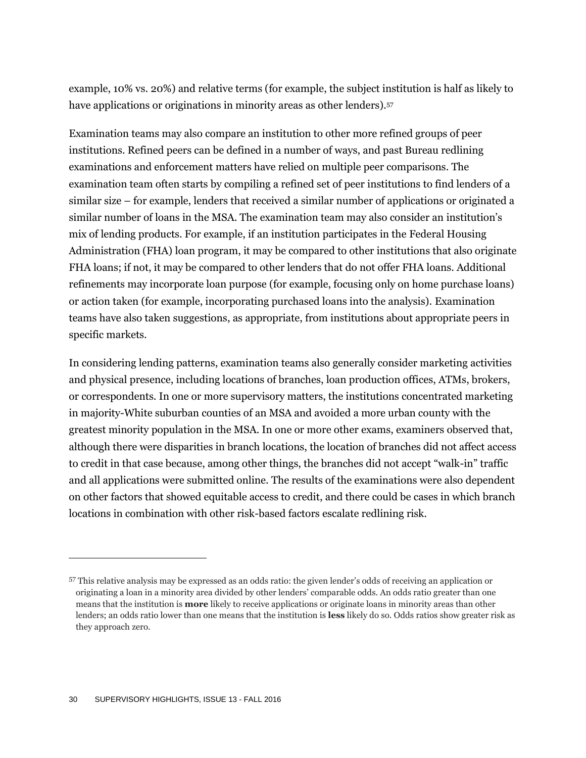example, 10% vs. 20%) and relative terms (for example, the subject institution is half as likely to have applications or originations in minority areas as other lenders).[57]

Examination teams may also compare an institution to other more refined groups of peer institutions. Refined peers can be defined in a number of ways, and past Bureau redlining examinations and enforcement matters have relied on multiple peer comparisons. The examination team often starts by compiling a refined set of peer institutions to find lenders of a similar size – for example, lenders that received a similar number of applications or originated a similar number of loans in the MSA. The examination team may also consider an institution's mix of lending products. For example, if an institution participates in the Federal Housing Administration (FHA) loan program, it may be compared to other institutions that also originate FHA loans; if not, it may be compared to other lenders that do not offer FHA loans. Additional refinements may incorporate loan purpose (for example, focusing only on home purchase loans) or action taken (for example, incorporating purchased loans into the analysis). Examination teams have also taken suggestions, as appropriate, from institutions about appropriate peers in specific markets.

In considering lending patterns, examination teams also generally consider marketing activities and physical presence, including locations of branches, loan production offices, ATMs, brokers, or correspondents. In one or more supervisory matters, the institutions concentrated marketing in majority-White suburban counties of an MSA and avoided a more urban county with the greatest minority population in the MSA. In one or more other exams, examiners observed that, although there were disparities in branch locations, the location of branches did not affect access to credit in that case because, among other things, the branches did not accept "walk-in" traffic and all applications were submitted online. The results of the examinations were also dependent on other factors that showed equitable access to credit, and there could be cases in which branch locations in combination with other risk-based factors escalate redlining risk.

---

[57] This relative analysis may be expressed as an odds ratio: the given lender's odds of receiving an application or originating a loan in a minority area divided by other lenders' comparable odds. An odds ratio greater than one means that the institution is **more** likely to receive applications or originate loans in minority areas than other lenders; an odds ratio lower than one means that the institution is **less** likely do so. Odds ratios show greater risk as they approach zero.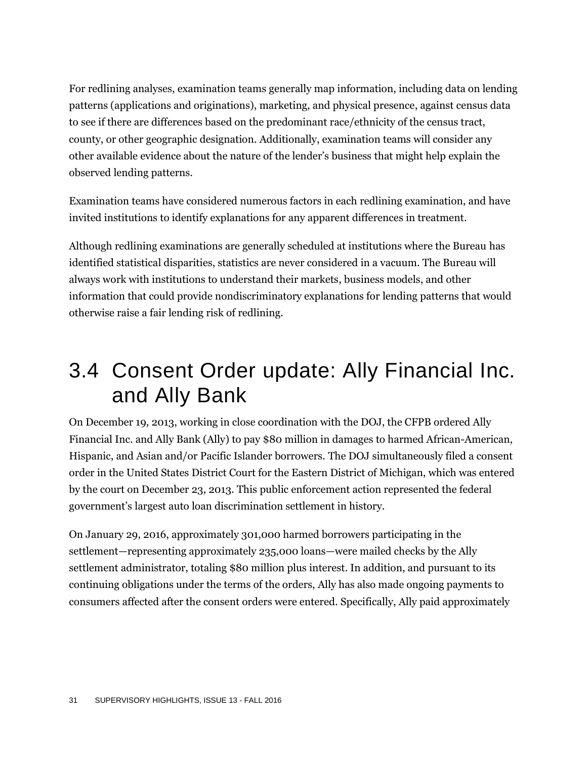For redlining analyses, examination teams generally map information, including data on lending patterns (applications and originations), marketing, and physical presence, against census data to see if there are differences based on the predominant race/ethnicity of the census tract, county, or other geographic designation. Additionally, examination teams will consider any other available evidence about the nature of the lender's business that might help explain the observed lending patterns.

Examination teams have considered numerous factors in each redlining examination, and have invited institutions to identify explanations for any apparent differences in treatment.

Although redlining examinations are generally scheduled at institutions where the Bureau has identified statistical disparities, statistics are never considered in a vacuum. The Bureau will always work with institutions to understand their markets, business models, and other information that could provide nondiscriminatory explanations for lending patterns that would otherwise raise a fair lending risk of redlining.

## 3.4 Consent Order update: Ally Financial Inc. and Ally Bank

On December 19, 2013, working in close coordination with the DOJ, the CFPB ordered Ally Financial Inc. and Ally Bank (Ally) to pay $80 million in damages to harmed African-American, Hispanic, and Asian and/or Pacific Islander borrowers. The DOJ simultaneously filed a consent order in the United States District Court for the Eastern District of Michigan, which was entered by the court on December 23, 2013. This public enforcement action represented the federal government's largest auto loan discrimination settlement in history.

On January 29, 2016, approximately 301,000 harmed borrowers participating in the settlement—representing approximately 235,000 loans—were mailed checks by the Ally settlement administrator, totaling $80 million plus interest. In addition, and pursuant to its continuing obligations under the terms of the orders, Ally has also made ongoing payments to consumers affected after the consent orders were entered. Specifically, Ally paid approximately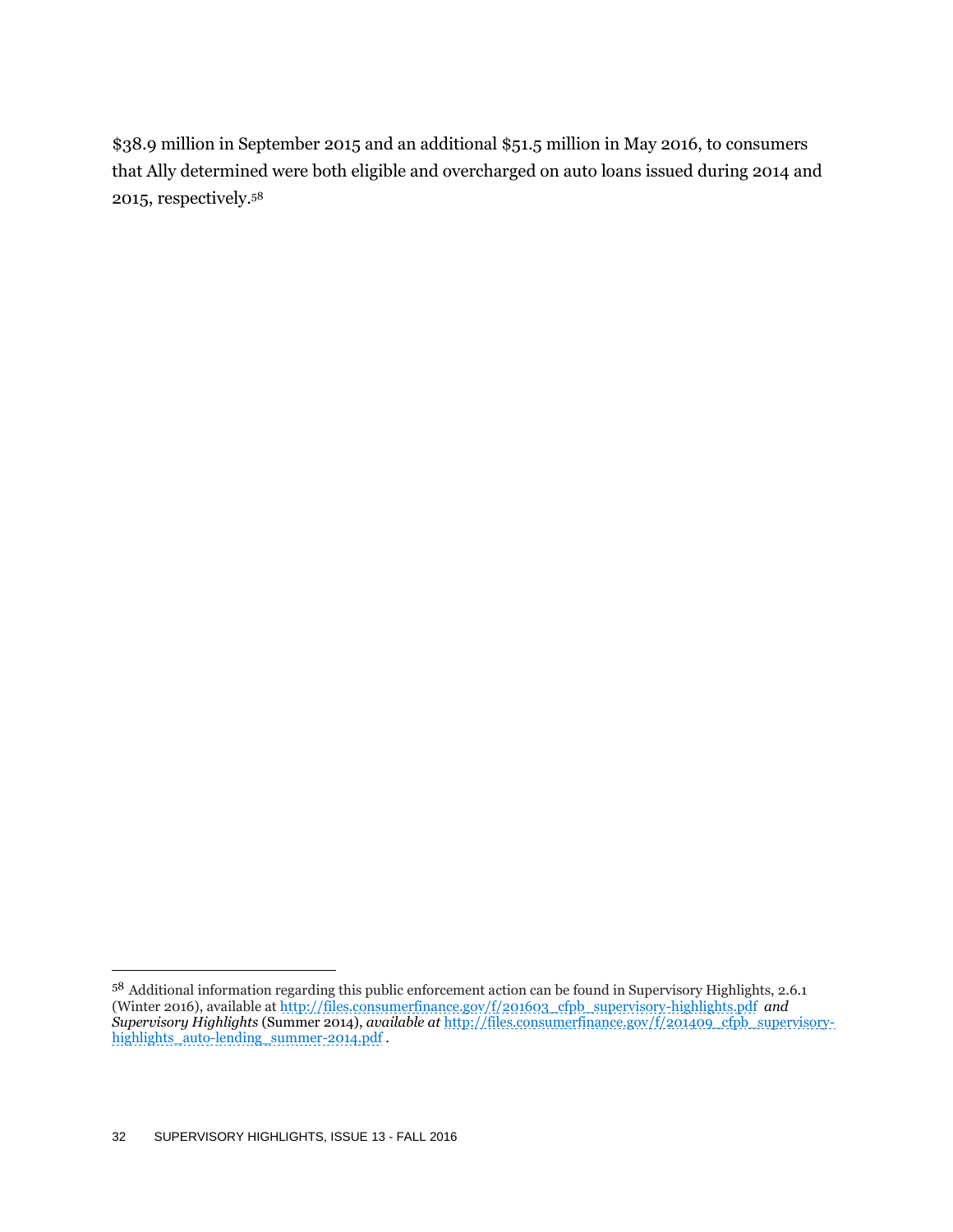$38.9 million in September 2015 and an additional $51.5 million in May 2016, to consumers that Ally determined were both eligible and overcharged on auto loans issued during 2014 and 2015, respectively.[58]

---

[58] Additional information regarding this public enforcement action can be found in Supervisory Highlights, 2.6.1 (Winter 2016), available at http://files.consumerfinance.gov/f/201603_cfpb_supervisory-highlights.pdf *and Supervisory Highlights* (Summer 2014), *available at* http://files.consumerfinance.gov/f/201409_cfpb_supervisory-highlights_auto-lending_summer-2014.pdf .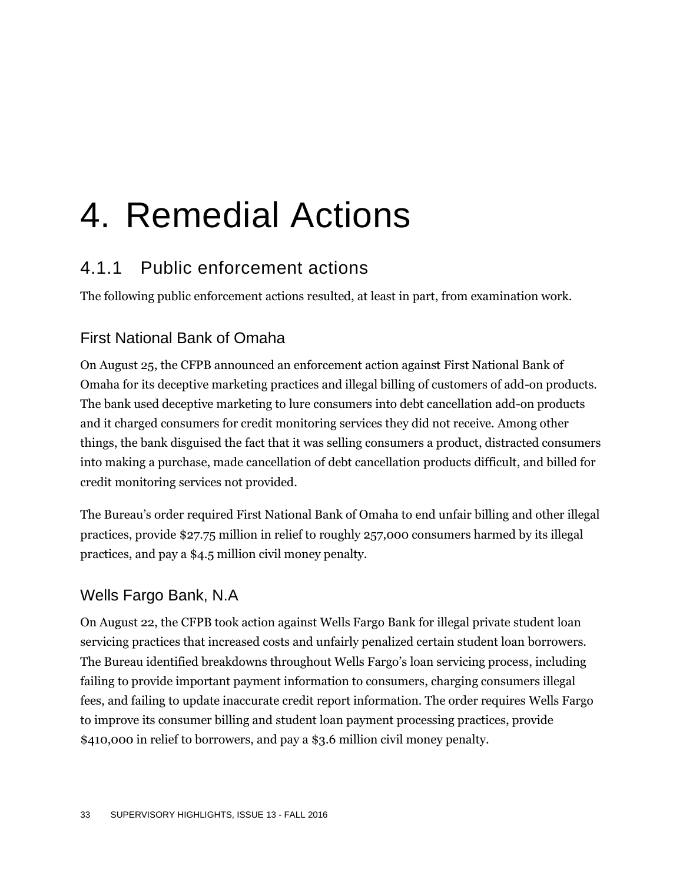# 4. Remedial Actions

## 4.1.1 Public enforcement actions

The following public enforcement actions resulted, at least in part, from examination work.

### First National Bank of Omaha

On August 25, the CFPB announced an enforcement action against First National Bank of Omaha for its deceptive marketing practices and illegal billing of customers of add-on products. The bank used deceptive marketing to lure consumers into debt cancellation add-on products and it charged consumers for credit monitoring services they did not receive. Among other things, the bank disguised the fact that it was selling consumers a product, distracted consumers into making a purchase, made cancellation of debt cancellation products difficult, and billed for credit monitoring services not provided.

The Bureau's order required First National Bank of Omaha to end unfair billing and other illegal practices, provide $27.75 million in relief to roughly 257,000 consumers harmed by its illegal practices, and pay a $4.5 million civil money penalty.

### Wells Fargo Bank, N.A

On August 22, the CFPB took action against Wells Fargo Bank for illegal private student loan servicing practices that increased costs and unfairly penalized certain student loan borrowers. The Bureau identified breakdowns throughout Wells Fargo's loan servicing process, including failing to provide important payment information to consumers, charging consumers illegal fees, and failing to update inaccurate credit report information. The order requires Wells Fargo to improve its consumer billing and student loan payment processing practices, provide $410,000 in relief to borrowers, and pay a $3.6 million civil money penalty.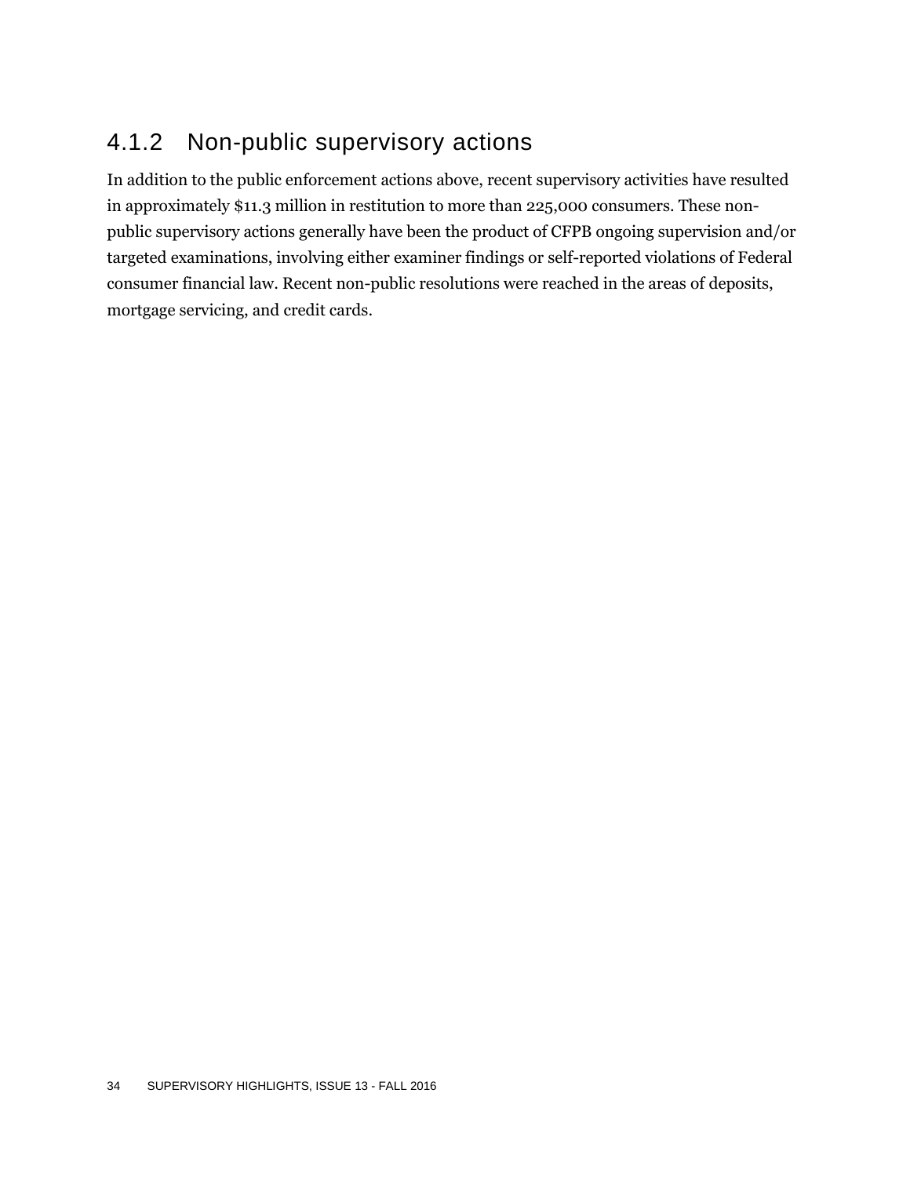### 4.1.2 Non-public supervisory actions

In addition to the public enforcement actions above, recent supervisory activities have resulted in approximately $11.3 million in restitution to more than 225,000 consumers. These non-public supervisory actions generally have been the product of CFPB ongoing supervision and/or targeted examinations, involving either examiner findings or self-reported violations of Federal consumer financial law. Recent non-public resolutions were reached in the areas of deposits, mortgage servicing, and credit cards.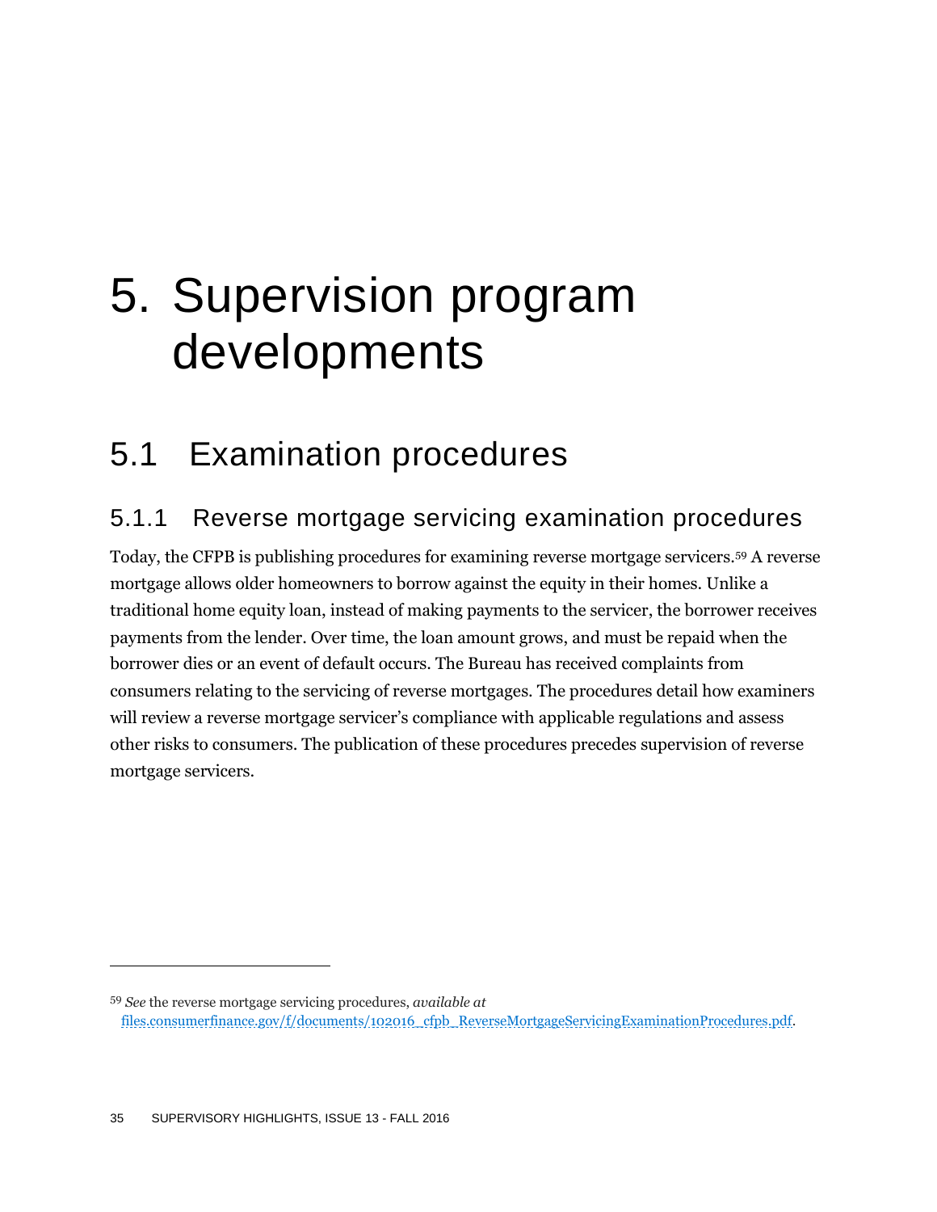# 5. Supervision program developments

## 5.1 Examination procedures

### 5.1.1 Reverse mortgage servicing examination procedures

Today, the CFPB is publishing procedures for examining reverse mortgage servicers.[59] A reverse mortgage allows older homeowners to borrow against the equity in their homes. Unlike a traditional home equity loan, instead of making payments to the servicer, the borrower receives payments from the lender. Over time, the loan amount grows, and must be repaid when the borrower dies or an event of default occurs. The Bureau has received complaints from consumers relating to the servicing of reverse mortgages. The procedures detail how examiners will review a reverse mortgage servicer's compliance with applicable regulations and assess other risks to consumers. The publication of these procedures precedes supervision of reverse mortgage servicers.

---

[59] *See* the reverse mortgage servicing procedures, *available at* files.consumerfinance.gov/f/documents/102016_cfpb_ReverseMortgageServicingExaminationProcedures.pdf.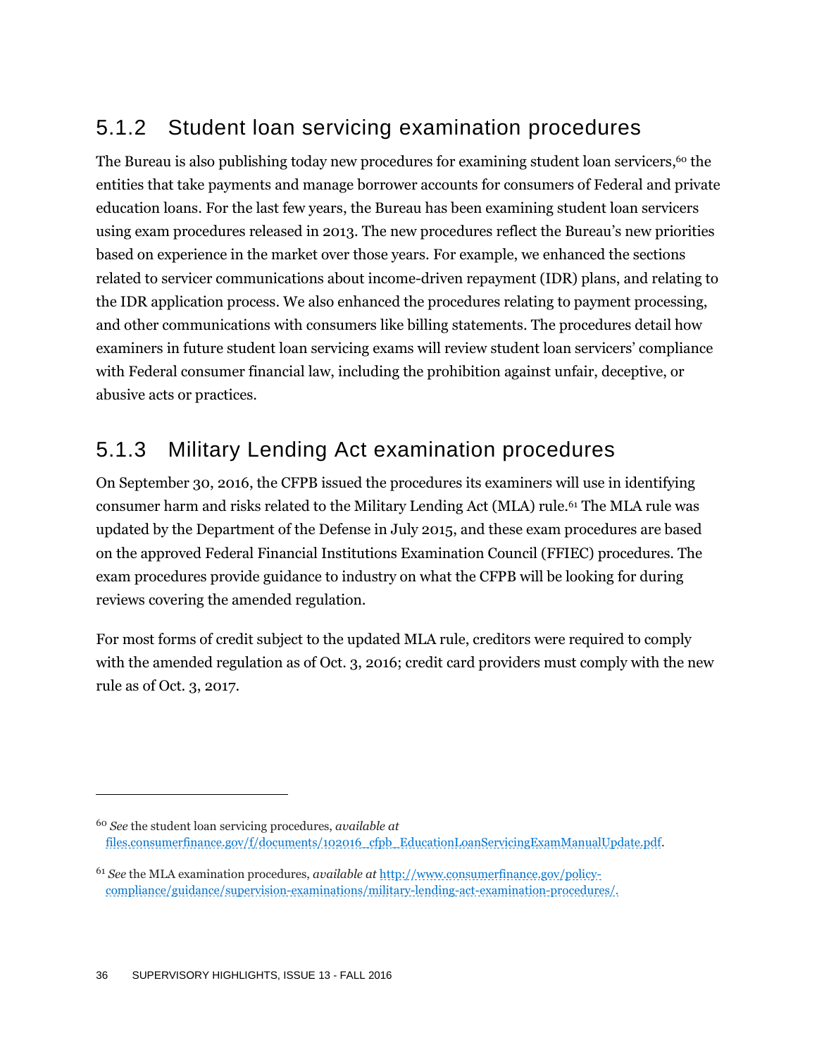### 5.1.2 Student loan servicing examination procedures

The Bureau is also publishing today new procedures for examining student loan servicers,[60] the entities that take payments and manage borrower accounts for consumers of Federal and private education loans. For the last few years, the Bureau has been examining student loan servicers using exam procedures released in 2013. The new procedures reflect the Bureau's new priorities based on experience in the market over those years. For example, we enhanced the sections related to servicer communications about income-driven repayment (IDR) plans, and relating to the IDR application process. We also enhanced the procedures relating to payment processing, and other communications with consumers like billing statements. The procedures detail how examiners in future student loan servicing exams will review student loan servicers' compliance with Federal consumer financial law, including the prohibition against unfair, deceptive, or abusive acts or practices.

### 5.1.3 Military Lending Act examination procedures

On September 30, 2016, the CFPB issued the procedures its examiners will use in identifying consumer harm and risks related to the Military Lending Act (MLA) rule.[61] The MLA rule was updated by the Department of the Defense in July 2015, and these exam procedures are based on the approved Federal Financial Institutions Examination Council (FFIEC) procedures. The exam procedures provide guidance to industry on what the CFPB will be looking for during reviews covering the amended regulation.

For most forms of credit subject to the updated MLA rule, creditors were required to comply with the amended regulation as of Oct. 3, 2016; credit card providers must comply with the new rule as of Oct. 3, 2017.

---

[60] *See* the student loan servicing procedures, *available at* files.consumerfinance.gov/f/documents/102016_cfpb_EducationLoanServicingExamManualUpdate.pdf.

[61] *See* the MLA examination procedures, *available at* http://www.consumerfinance.gov/policy-compliance/guidance/supervision-examinations/military-lending-act-examination-procedures/.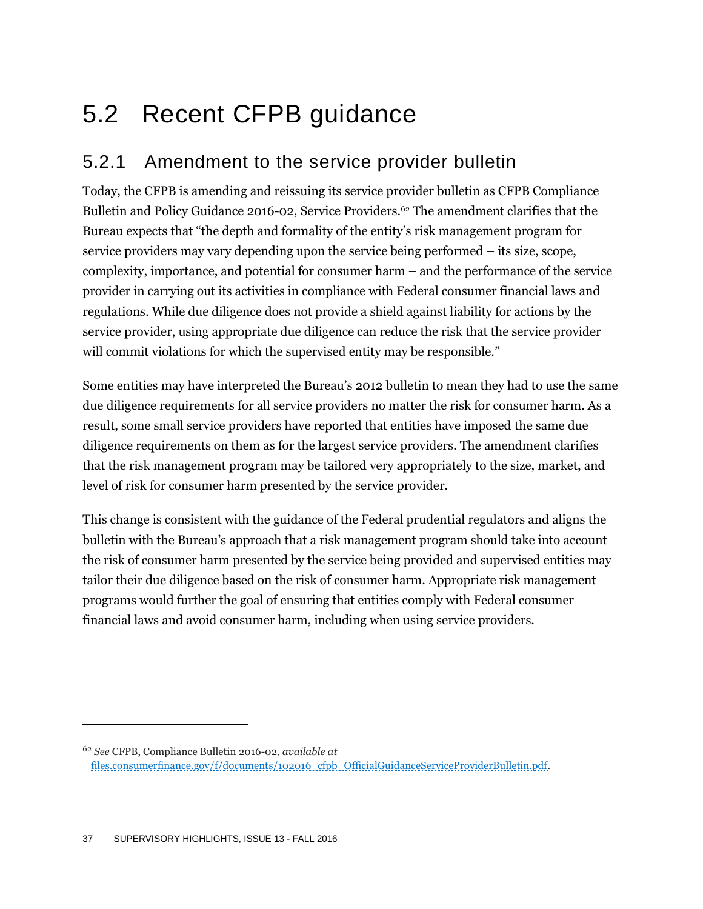# 5.2 Recent CFPB guidance

## 5.2.1 Amendment to the service provider bulletin

Today, the CFPB is amending and reissuing its service provider bulletin as CFPB Compliance Bulletin and Policy Guidance 2016-02, Service Providers.[62] The amendment clarifies that the Bureau expects that "the depth and formality of the entity's risk management program for service providers may vary depending upon the service being performed – its size, scope, complexity, importance, and potential for consumer harm – and the performance of the service provider in carrying out its activities in compliance with Federal consumer financial laws and regulations. While due diligence does not provide a shield against liability for actions by the service provider, using appropriate due diligence can reduce the risk that the service provider will commit violations for which the supervised entity may be responsible."

Some entities may have interpreted the Bureau's 2012 bulletin to mean they had to use the same due diligence requirements for all service providers no matter the risk for consumer harm. As a result, some small service providers have reported that entities have imposed the same due diligence requirements on them as for the largest service providers. The amendment clarifies that the risk management program may be tailored very appropriately to the size, market, and level of risk for consumer harm presented by the service provider.

This change is consistent with the guidance of the Federal prudential regulators and aligns the bulletin with the Bureau's approach that a risk management program should take into account the risk of consumer harm presented by the service being provided and supervised entities may tailor their due diligence based on the risk of consumer harm. Appropriate risk management programs would further the goal of ensuring that entities comply with Federal consumer financial laws and avoid consumer harm, including when using service providers.

---

[62] *See* CFPB, Compliance Bulletin 2016-02, *available at* files.consumerfinance.gov/f/documents/102016_cfpb_OfficialGuidanceServiceProviderBulletin.pdf.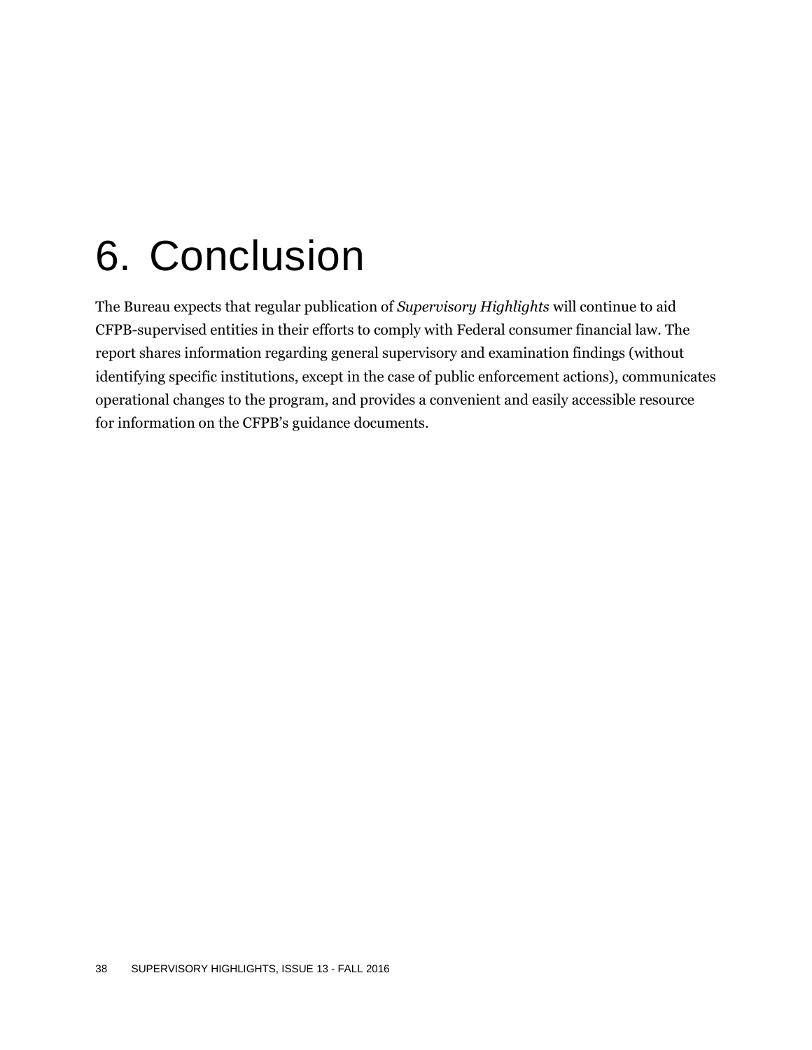# 6. Conclusion

The Bureau expects that regular publication of *Supervisory Highlights* will continue to aid CFPB-supervised entities in their efforts to comply with Federal consumer financial law. The report shares information regarding general supervisory and examination findings (without identifying specific institutions, except in the case of public enforcement actions), communicates operational changes to the program, and provides a convenient and easily accessible resource for information on the CFPB's guidance documents.